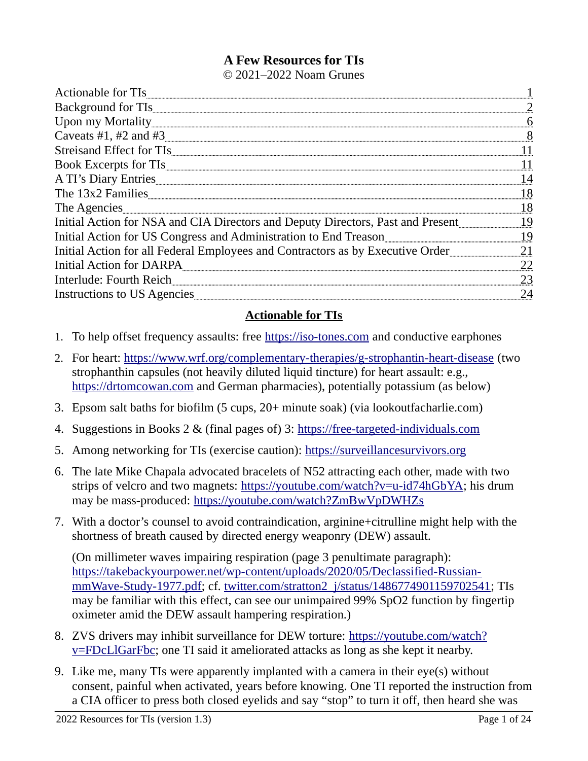# A Few Resources for TIs

© 2021–2022 Noam Grunes

| | |
|---|---|
| Actionable for TIs | 1 |
| Background for TIs | 2 |
| Upon my Mortality | 6 |
| Caveats #1, #2 and #3 | 8 |
| Streisand Effect for TIs | 11 |
| Book Excerpts for TIs | 11 |
| A TI's Diary Entries | 14 |
| The 13x2 Families | 18 |
| The Agencies | 18 |
| Initial Action for NSA and CIA Directors and Deputy Directors, Past and Present | 19 |
| Initial Action for US Congress and Administration to End Treason | 19 |
| Initial Action for all Federal Employees and Contractors as by Executive Order | 21 |
| Initial Action for DARPA | 22 |
| Interlude: Fourth Reich | 23 |
| Instructions to US Agencies | 24 |

## Actionable for TIs

1. To help offset frequency assaults: free https://iso-tones.com and conductive earphones

2. For heart: https://www.wrf.org/complementary-therapies/g-strophantin-heart-disease (two strophanthin capsules (not heavily diluted liquid tincture) for heart assault: e.g., https://drtomcowan.com and German pharmacies), potentially potassium (as below)

3. Epsom salt baths for biofilm (5 cups, 20+ minute soak) (via lookoutfacharlie.com)

4. Suggestions in Books 2 & (final pages of) 3: https://free-targeted-individuals.com

5. Among networking for TIs (exercise caution): https://surveillancesurvivors.org

6. The late Mike Chapala advocated bracelets of N52 attracting each other, made with two strips of velcro and two magnets: https://youtube.com/watch?v=u-id74hGbYA; his drum may be mass-produced: https://youtube.com/watch?ZmBwVpDWHZs

7. With a doctor's counsel to avoid contraindication, arginine+citrulline might help with the shortness of breath caused by directed energy weaponry (DEW) assault.

   (On millimeter waves impairing respiration (page 3 penultimate paragraph): https://takebackyourpower.net/wp-content/uploads/2020/05/Declassified-Russian-mmWave-Study-1977.pdf; cf. twitter.com/stratton2_j/status/1486774901159702541; TIs may be familiar with this effect, can see our unimpaired 99% SpO2 function by fingertip oximeter amid the DEW assault hampering respiration.)

8. ZVS drivers may inhibit surveillance for DEW torture: https://youtube.com/watch?v=FDcLlGarFbc; one TI said it ameliorated attacks as long as she kept it nearby.

9. Like me, many TIs were apparently implanted with a camera in their eye(s) without consent, painful when activated, years before knowing. One TI reported the instruction from a CIA officer to press both closed eyelids and say "stop" to turn it off, then heard she was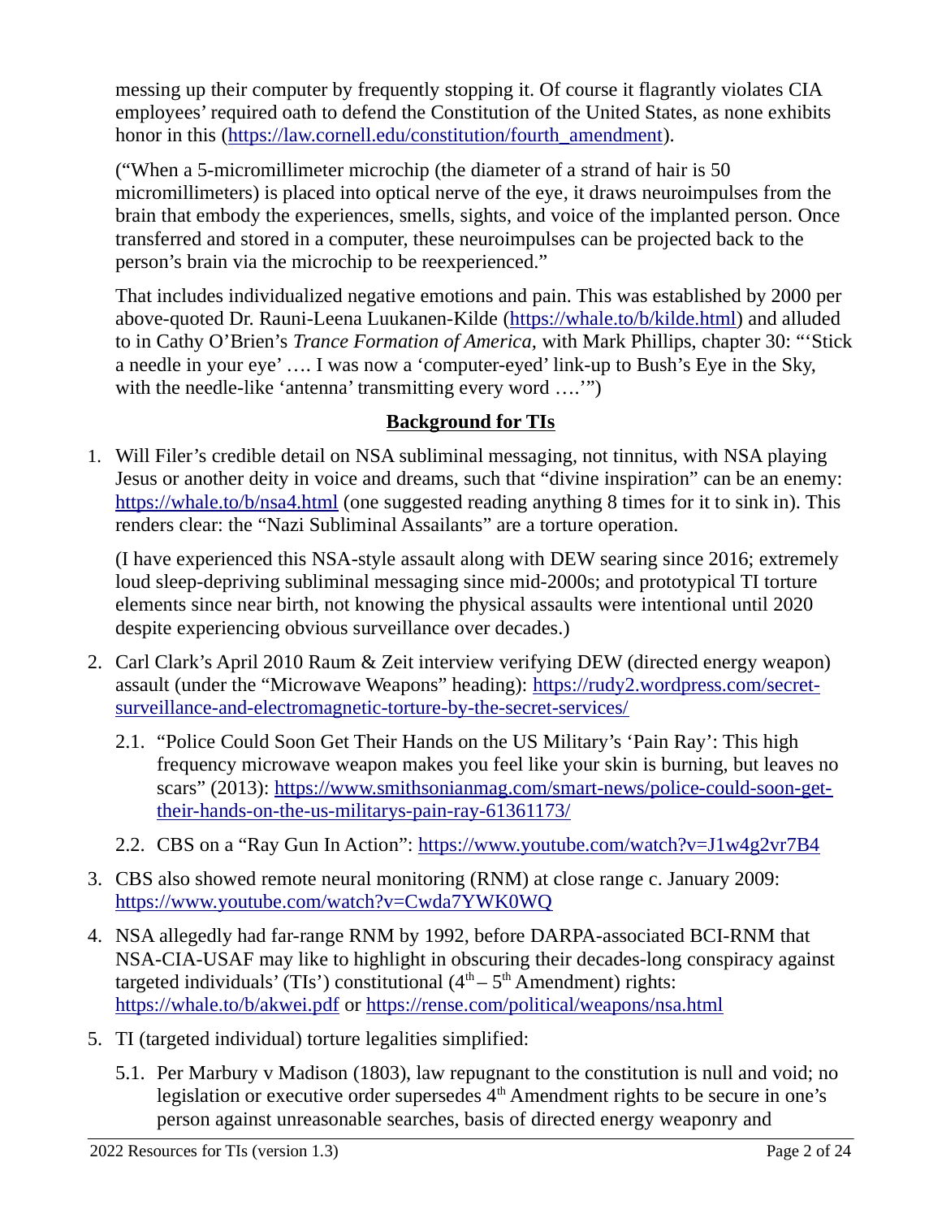messing up their computer by frequently stopping it. Of course it flagrantly violates CIA employees' required oath to defend the Constitution of the United States, as none exhibits honor in this (https://law.cornell.edu/constitution/fourth_amendment).

("When a 5-micromillimeter microchip (the diameter of a strand of hair is 50 micromillimeters) is placed into optical nerve of the eye, it draws neuroimpulses from the brain that embody the experiences, smells, sights, and voice of the implanted person. Once transferred and stored in a computer, these neuroimpulses can be projected back to the person's brain via the microchip to be reexperienced."

That includes individualized negative emotions and pain. This was established by 2000 per above-quoted Dr. Rauni-Leena Luukanen-Kilde (https://whale.to/b/kilde.html) and alluded to in Cathy O'Brien's *Trance Formation of America,* with Mark Phillips, chapter 30: "'Stick a needle in your eye' …. I was now a 'computer-eyed' link-up to Bush's Eye in the Sky, with the needle-like 'antenna' transmitting every word ….'")

## Background for TIs

1. Will Filer's credible detail on NSA subliminal messaging, not tinnitus, with NSA playing Jesus or another deity in voice and dreams, such that "divine inspiration" can be an enemy: https://whale.to/b/nsa4.html (one suggested reading anything 8 times for it to sink in). This renders clear: the "Nazi Subliminal Assailants" are a torture operation.

   (I have experienced this NSA-style assault along with DEW searing since 2016; extremely loud sleep-depriving subliminal messaging since mid-2000s; and prototypical TI torture elements since near birth, not knowing the physical assaults were intentional until 2020 despite experiencing obvious surveillance over decades.)

2. Carl Clark's April 2010 Raum & Zeit interview verifying DEW (directed energy weapon) assault (under the "Microwave Weapons" heading): https://rudy2.wordpress.com/secret-surveillance-and-electromagnetic-torture-by-the-secret-services/

   2.1. "Police Could Soon Get Their Hands on the US Military's 'Pain Ray': This high frequency microwave weapon makes you feel like your skin is burning, but leaves no scars" (2013): https://www.smithsonianmag.com/smart-news/police-could-soon-get-their-hands-on-the-us-militarys-pain-ray-61361173/

   2.2. CBS on a "Ray Gun In Action": https://www.youtube.com/watch?v=J1w4g2vr7B4

3. CBS also showed remote neural monitoring (RNM) at close range c. January 2009: https://www.youtube.com/watch?v=Cwda7YWK0WQ

4. NSA allegedly had far-range RNM by 1992, before DARPA-associated BCI-RNM that NSA-CIA-USAF may like to highlight in obscuring their decades-long conspiracy against targeted individuals' (TIs') constitutional (4th – 5th Amendment) rights: https://whale.to/b/akwei.pdf or https://rense.com/political/weapons/nsa.html

5. TI (targeted individual) torture legalities simplified:

   5.1. Per Marbury v Madison (1803), law repugnant to the constitution is null and void; no legislation or executive order supersedes 4th Amendment rights to be secure in one's person against unreasonable searches, basis of directed energy weaponry and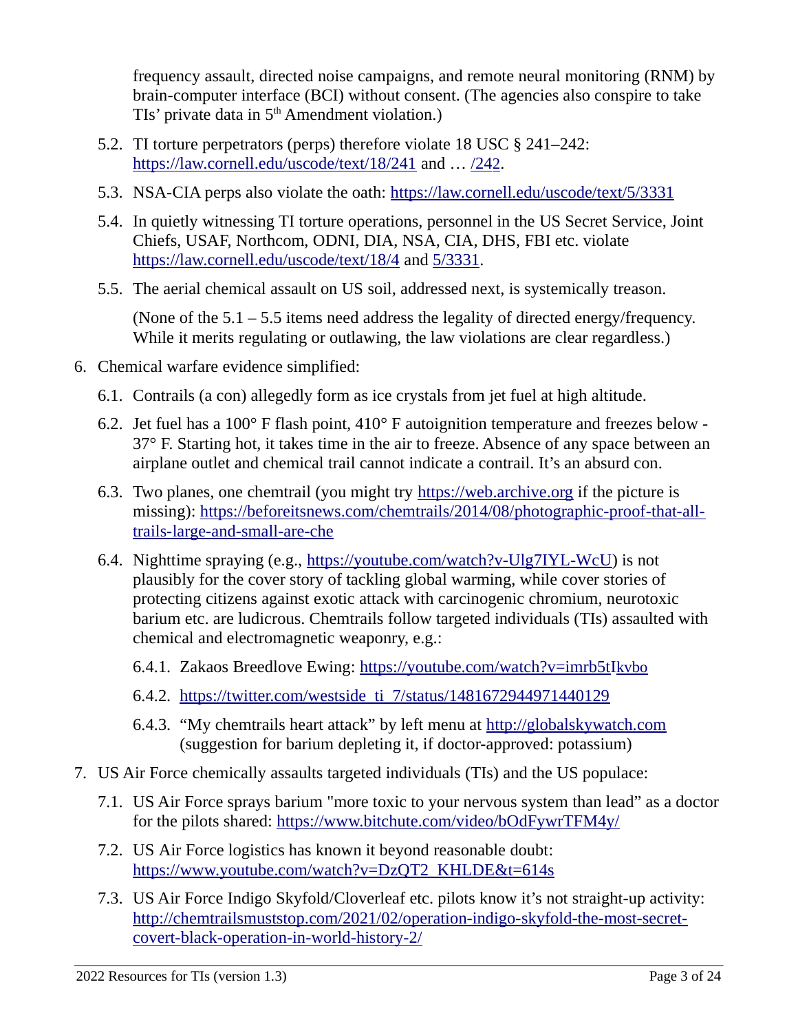frequency assault, directed noise campaigns, and remote neural monitoring (RNM) by brain-computer interface (BCI) without consent. (The agencies also conspire to take TIs' private data in 5th Amendment violation.)

5.2. TI torture perpetrators (perps) therefore violate 18 USC § 241–242: https://law.cornell.edu/uscode/text/18/241 and … /242.

5.3. NSA-CIA perps also violate the oath: https://law.cornell.edu/uscode/text/5/3331

5.4. In quietly witnessing TI torture operations, personnel in the US Secret Service, Joint Chiefs, USAF, Northcom, ODNI, DIA, NSA, CIA, DHS, FBI etc. violate https://law.cornell.edu/uscode/text/18/4 and 5/3331.

5.5. The aerial chemical assault on US soil, addressed next, is systemically treason.

(None of the 5.1 – 5.5 items need address the legality of directed energy/frequency. While it merits regulating or outlawing, the law violations are clear regardless.)

6. Chemical warfare evidence simplified:

6.1. Contrails (a con) allegedly form as ice crystals from jet fuel at high altitude.

6.2. Jet fuel has a 100° F flash point, 410° F autoignition temperature and freezes below -37° F. Starting hot, it takes time in the air to freeze. Absence of any space between an airplane outlet and chemical trail cannot indicate a contrail. It's an absurd con.

6.3. Two planes, one chemtrail (you might try https://web.archive.org if the picture is missing): https://beforeitsnews.com/chemtrails/2014/08/photographic-proof-that-all-trails-large-and-small-are-che

6.4. Nighttime spraying (e.g., https://youtube.com/watch?v-Ulg7IYL-WcU) is not plausibly for the cover story of tackling global warming, while cover stories of protecting citizens against exotic attack with carcinogenic chromium, neurotoxic barium etc. are ludicrous. Chemtrails follow targeted individuals (TIs) assaulted with chemical and electromagnetic weaponry, e.g.:

6.4.1. Zakaos Breedlove Ewing: https://youtube.com/watch?v=imrb5tIkvbo

6.4.2. https://twitter.com/westside_ti_7/status/1481672944971440129

6.4.3. "My chemtrails heart attack" by left menu at http://globalskywatch.com (suggestion for barium depleting it, if doctor-approved: potassium)

7. US Air Force chemically assaults targeted individuals (TIs) and the US populace:

7.1. US Air Force sprays barium "more toxic to your nervous system than lead" as a doctor for the pilots shared: https://www.bitchute.com/video/bOdFywrTFM4y/

7.2. US Air Force logistics has known it beyond reasonable doubt: https://www.youtube.com/watch?v=DzQT2_KHLDE&t=614s

7.3. US Air Force Indigo Skyfold/Cloverleaf etc. pilots know it's not straight-up activity: http://chemtrailsmuststop.com/2021/02/operation-indigo-skyfold-the-most-secret-covert-black-operation-in-world-history-2/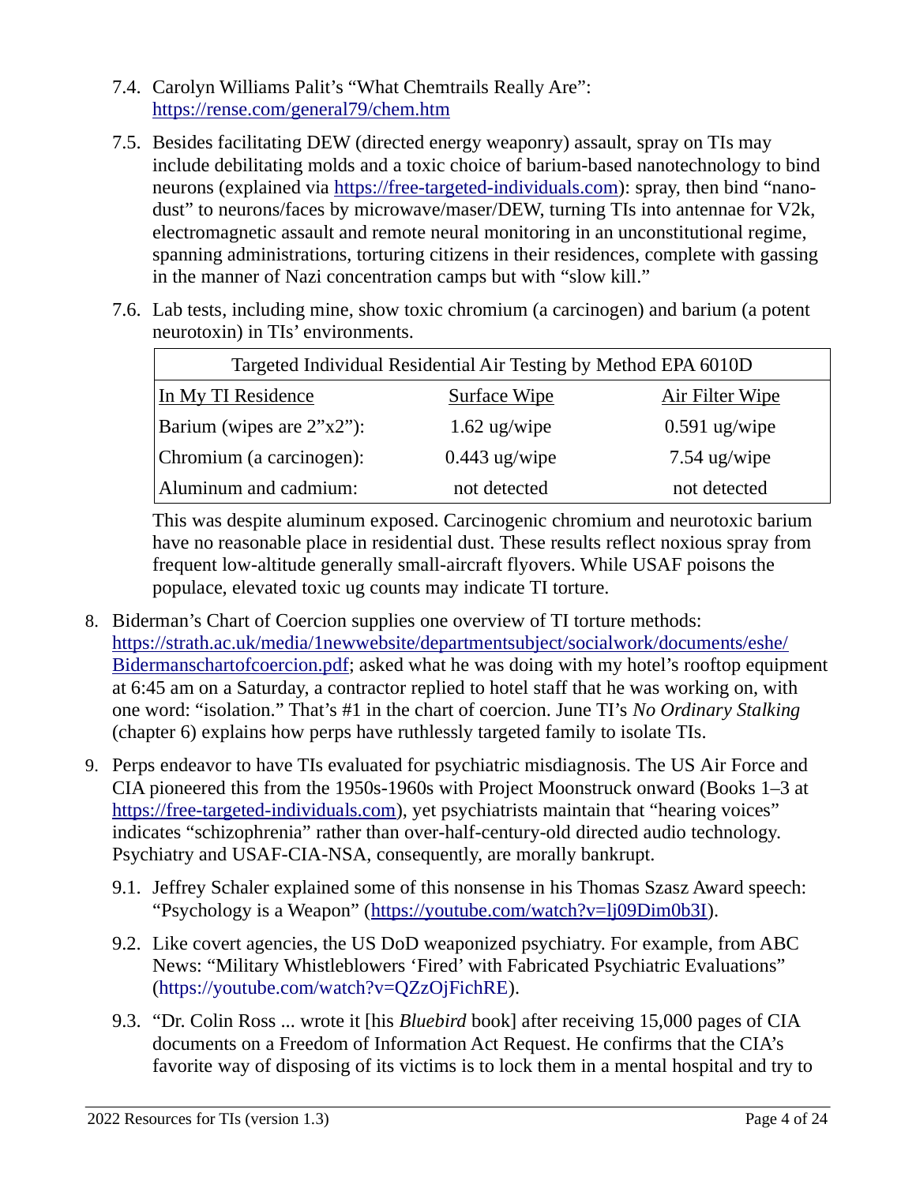7.4. Carolyn Williams Palit's "What Chemtrails Really Are": https://rense.com/general79/chem.htm

7.5. Besides facilitating DEW (directed energy weaponry) assault, spray on TIs may include debilitating molds and a toxic choice of barium-based nanotechnology to bind neurons (explained via https://free-targeted-individuals.com): spray, then bind "nano-dust" to neurons/faces by microwave/maser/DEW, turning TIs into antennae for V2k, electromagnetic assault and remote neural monitoring in an unconstitutional regime, spanning administrations, torturing citizens in their residences, complete with gassing in the manner of Nazi concentration camps but with "slow kill."

7.6. Lab tests, including mine, show toxic chromium (a carcinogen) and barium (a potent neurotoxin) in TIs' environments.

| Targeted Individual Residential Air Testing by Method EPA 6010D | | |
|---|---|---|
| In My TI Residence | Surface Wipe | Air Filter Wipe |
| Barium (wipes are 2"x2"): | 1.62 ug/wipe | 0.591 ug/wipe |
| Chromium (a carcinogen): | 0.443 ug/wipe | 7.54 ug/wipe |
| Aluminum and cadmium: | not detected | not detected |

This was despite aluminum exposed. Carcinogenic chromium and neurotoxic barium have no reasonable place in residential dust. These results reflect noxious spray from frequent low-altitude generally small-aircraft flyovers. While USAF poisons the populace, elevated toxic ug counts may indicate TI torture.

8. Biderman's Chart of Coercion supplies one overview of TI torture methods: https://strath.ac.uk/media/1newwebsite/departmentsubject/socialwork/documents/eshe/Bidermanschartofcoercion.pdf; asked what he was doing with my hotel's rooftop equipment at 6:45 am on a Saturday, a contractor replied to hotel staff that he was working on, with one word: "isolation." That's #1 in the chart of coercion. June TI's *No Ordinary Stalking* (chapter 6) explains how perps have ruthlessly targeted family to isolate TIs.

9. Perps endeavor to have TIs evaluated for psychiatric misdiagnosis. The US Air Force and CIA pioneered this from the 1950s-1960s with Project Moonstruck onward (Books 1–3 at https://free-targeted-individuals.com), yet psychiatrists maintain that "hearing voices" indicates "schizophrenia" rather than over-half-century-old directed audio technology. Psychiatry and USAF-CIA-NSA, consequently, are morally bankrupt.

9.1. Jeffrey Schaler explained some of this nonsense in his Thomas Szasz Award speech: "Psychology is a Weapon" (https://youtube.com/watch?v=lj09Dim0b3I).

9.2. Like covert agencies, the US DoD weaponized psychiatry. For example, from ABC News: "Military Whistleblowers 'Fired' with Fabricated Psychiatric Evaluations" (https://youtube.com/watch?v=QZzOjFichRE).

9.3. "Dr. Colin Ross ... wrote it [his *Bluebird* book] after receiving 15,000 pages of CIA documents on a Freedom of Information Act Request. He confirms that the CIA's favorite way of disposing of its victims is to lock them in a mental hospital and try to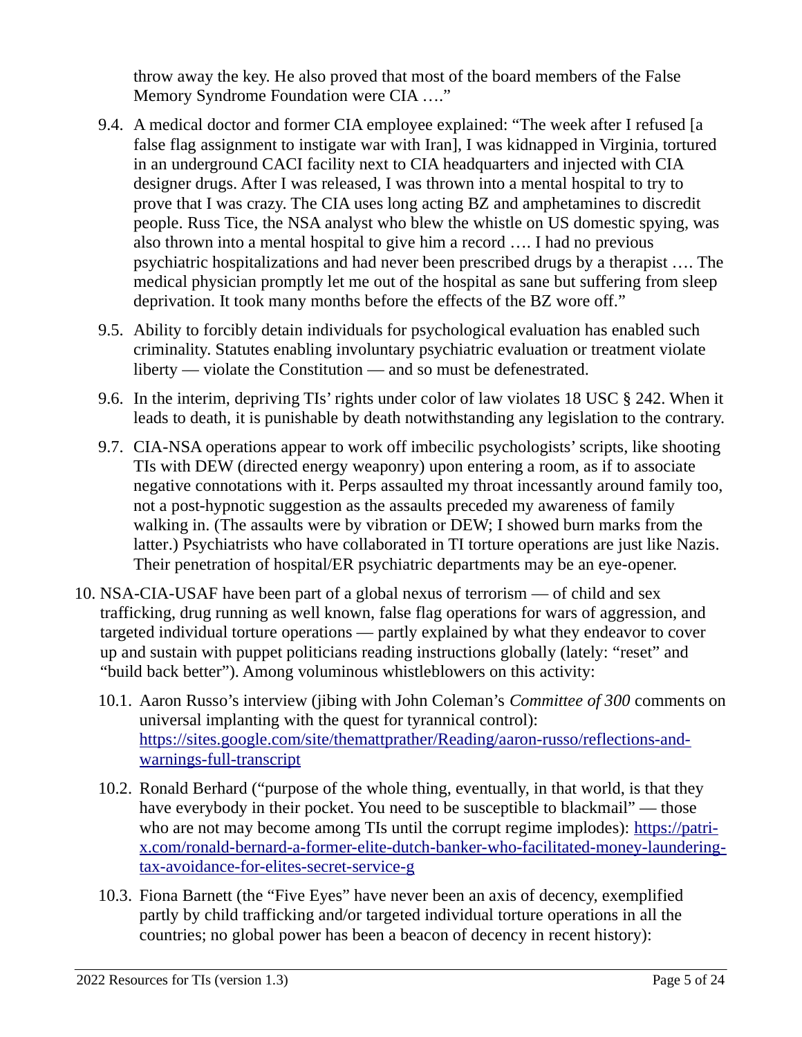throw away the key. He also proved that most of the board members of the False Memory Syndrome Foundation were CIA …."

9.4. A medical doctor and former CIA employee explained: "The week after I refused [a false flag assignment to instigate war with Iran], I was kidnapped in Virginia, tortured in an underground CACI facility next to CIA headquarters and injected with CIA designer drugs. After I was released, I was thrown into a mental hospital to try to prove that I was crazy. The CIA uses long acting BZ and amphetamines to discredit people. Russ Tice, the NSA analyst who blew the whistle on US domestic spying, was also thrown into a mental hospital to give him a record …. I had no previous psychiatric hospitalizations and had never been prescribed drugs by a therapist …. The medical physician promptly let me out of the hospital as sane but suffering from sleep deprivation. It took many months before the effects of the BZ wore off."

9.5. Ability to forcibly detain individuals for psychological evaluation has enabled such criminality. Statutes enabling involuntary psychiatric evaluation or treatment violate liberty — violate the Constitution — and so must be defenestrated.

9.6. In the interim, depriving TIs' rights under color of law violates 18 USC § 242. When it leads to death, it is punishable by death notwithstanding any legislation to the contrary.

9.7. CIA-NSA operations appear to work off imbecilic psychologists' scripts, like shooting TIs with DEW (directed energy weaponry) upon entering a room, as if to associate negative connotations with it. Perps assaulted my throat incessantly around family too, not a post-hypnotic suggestion as the assaults preceded my awareness of family walking in. (The assaults were by vibration or DEW; I showed burn marks from the latter.) Psychiatrists who have collaborated in TI torture operations are just like Nazis. Their penetration of hospital/ER psychiatric departments may be an eye-opener.

10. NSA-CIA-USAF have been part of a global nexus of terrorism — of child and sex trafficking, drug running as well known, false flag operations for wars of aggression, and targeted individual torture operations — partly explained by what they endeavor to cover up and sustain with puppet politicians reading instructions globally (lately: "reset" and "build back better"). Among voluminous whistleblowers on this activity:

10.1. Aaron Russo's interview (jibing with John Coleman's *Committee of 300* comments on universal implanting with the quest for tyrannical control): https://sites.google.com/site/themattprather/Reading/aaron-russo/reflections-and-warnings-full-transcript

10.2. Ronald Berhard ("purpose of the whole thing, eventually, in that world, is that they have everybody in their pocket. You need to be susceptible to blackmail" — those who are not may become among TIs until the corrupt regime implodes): https://patri-x.com/ronald-bernard-a-former-elite-dutch-banker-who-facilitated-money-laundering-tax-avoidance-for-elites-secret-service-g

10.3. Fiona Barnett (the "Five Eyes" have never been an axis of decency, exemplified partly by child trafficking and/or targeted individual torture operations in all the countries; no global power has been a beacon of decency in recent history):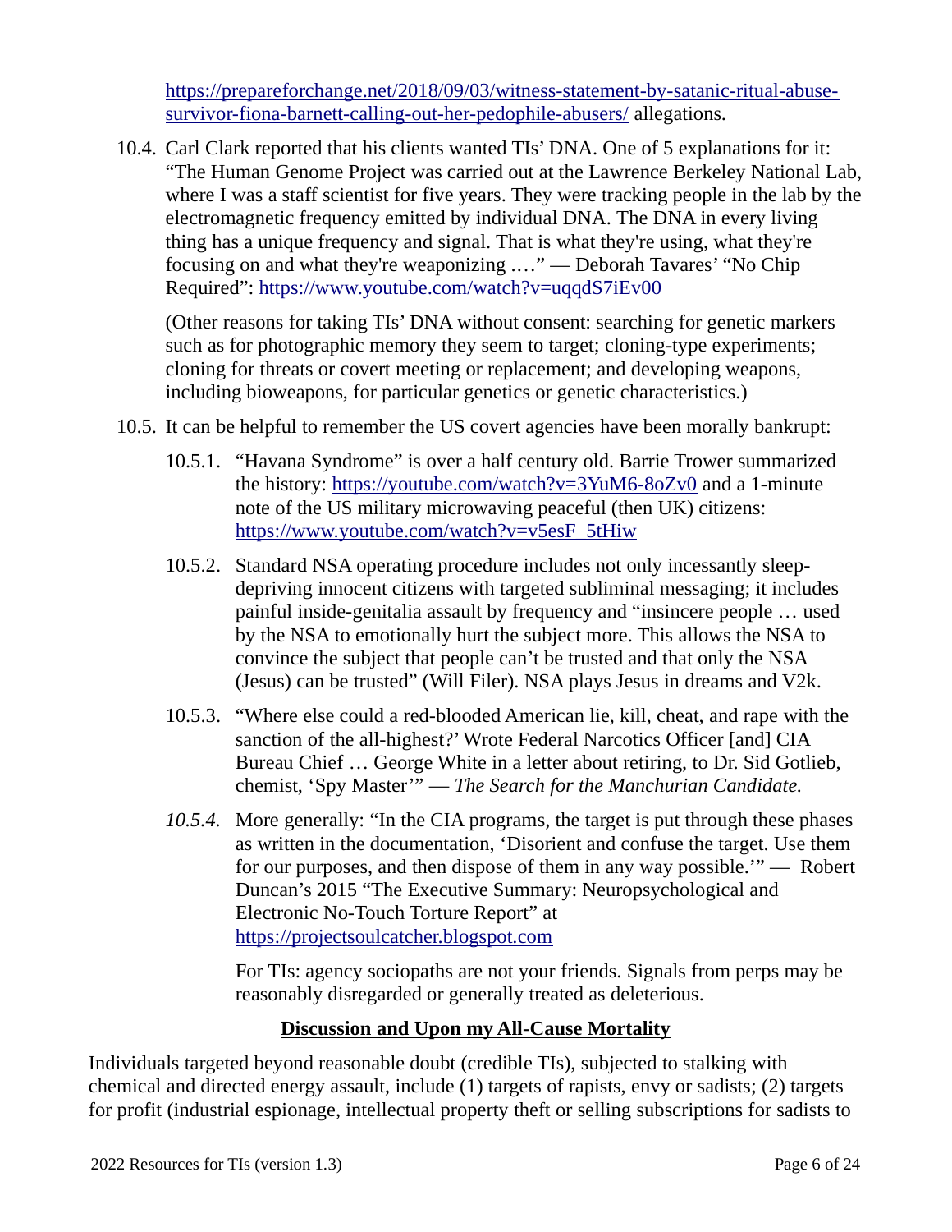https://prepareforchange.net/2018/09/03/witness-statement-by-satanic-ritual-abuse-survivor-fiona-barnett-calling-out-her-pedophile-abusers/ allegations.

10.4. Carl Clark reported that his clients wanted TIs' DNA. One of 5 explanations for it: "The Human Genome Project was carried out at the Lawrence Berkeley National Lab, where I was a staff scientist for five years. They were tracking people in the lab by the electromagnetic frequency emitted by individual DNA. The DNA in every living thing has a unique frequency and signal. That is what they're using, what they're focusing on and what they're weaponizing .…" — Deborah Tavares' "No Chip Required": https://www.youtube.com/watch?v=uqqdS7iEv00

(Other reasons for taking TIs' DNA without consent: searching for genetic markers such as for photographic memory they seem to target; cloning-type experiments; cloning for threats or covert meeting or replacement; and developing weapons, including bioweapons, for particular genetics or genetic characteristics.)

10.5. It can be helpful to remember the US covert agencies have been morally bankrupt:

10.5.1. "Havana Syndrome" is over a half century old. Barrie Trower summarized the history: https://youtube.com/watch?v=3YuM6-8oZv0 and a 1-minute note of the US military microwaving peaceful (then UK) citizens: https://www.youtube.com/watch?v=v5esF_5tHiw

10.5.2. Standard NSA operating procedure includes not only incessantly sleep-depriving innocent citizens with targeted subliminal messaging; it includes painful inside-genitalia assault by frequency and "insincere people … used by the NSA to emotionally hurt the subject more. This allows the NSA to convince the subject that people can't be trusted and that only the NSA (Jesus) can be trusted" (Will Filer). NSA plays Jesus in dreams and V2k.

10.5.3. "Where else could a red-blooded American lie, kill, cheat, and rape with the sanction of the all-highest?' Wrote Federal Narcotics Officer [and] CIA Bureau Chief … George White in a letter about retiring, to Dr. Sid Gotlieb, chemist, 'Spy Master'" — *The Search for the Manchurian Candidate.*

*10.5.4.* More generally: "In the CIA programs, the target is put through these phases as written in the documentation, 'Disorient and confuse the target. Use them for our purposes, and then dispose of them in any way possible.'" — Robert Duncan's 2015 "The Executive Summary: Neuropsychological and Electronic No-Touch Torture Report" at https://projectsoulcatcher.blogspot.com

For TIs: agency sociopaths are not your friends. Signals from perps may be reasonably disregarded or generally treated as deleterious.

## **Discussion and Upon my All-Cause Mortality**

Individuals targeted beyond reasonable doubt (credible TIs), subjected to stalking with chemical and directed energy assault, include (1) targets of rapists, envy or sadists; (2) targets for profit (industrial espionage, intellectual property theft or selling subscriptions for sadists to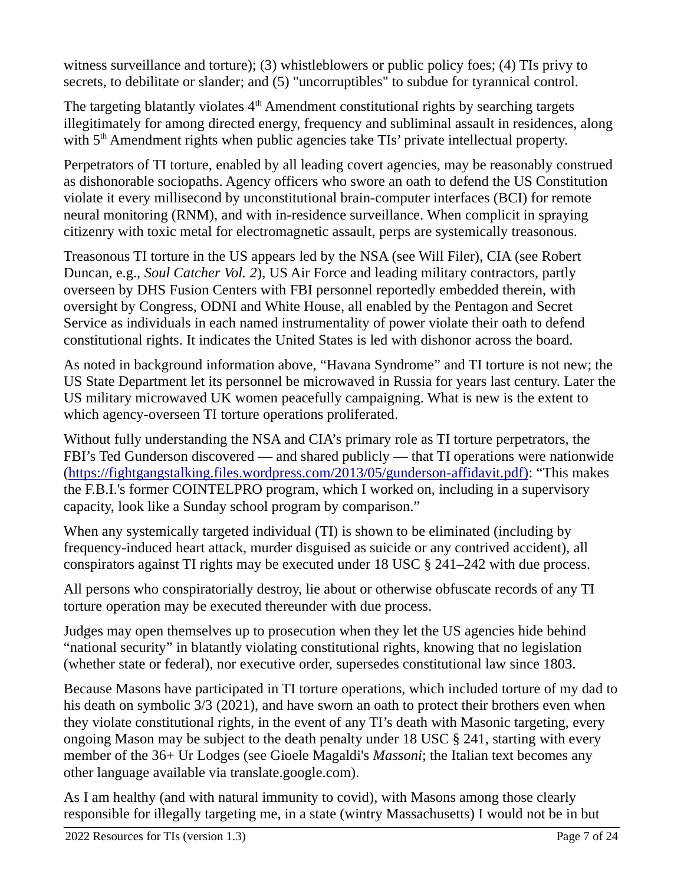witness surveillance and torture); (3) whistleblowers or public policy foes; (4) TIs privy to secrets, to debilitate or slander; and (5) "uncorruptibles" to subdue for tyrannical control.

The targeting blatantly violates 4th Amendment constitutional rights by searching targets illegitimately for among directed energy, frequency and subliminal assault in residences, along with 5th Amendment rights when public agencies take TIs' private intellectual property.

Perpetrators of TI torture, enabled by all leading covert agencies, may be reasonably construed as dishonorable sociopaths. Agency officers who swore an oath to defend the US Constitution violate it every millisecond by unconstitutional brain-computer interfaces (BCI) for remote neural monitoring (RNM), and with in-residence surveillance. When complicit in spraying citizenry with toxic metal for electromagnetic assault, perps are systemically treasonous.

Treasonous TI torture in the US appears led by the NSA (see Will Filer), CIA (see Robert Duncan, e.g., *Soul Catcher Vol. 2*), US Air Force and leading military contractors, partly overseen by DHS Fusion Centers with FBI personnel reportedly embedded therein, with oversight by Congress, ODNI and White House, all enabled by the Pentagon and Secret Service as individuals in each named instrumentality of power violate their oath to defend constitutional rights. It indicates the United States is led with dishonor across the board.

As noted in background information above, "Havana Syndrome" and TI torture is not new; the US State Department let its personnel be microwaved in Russia for years last century. Later the US military microwaved UK women peacefully campaigning. What is new is the extent to which agency-overseen TI torture operations proliferated.

Without fully understanding the NSA and CIA's primary role as TI torture perpetrators, the FBI's Ted Gunderson discovered — and shared publicly — that TI operations were nationwide ([https://fightgangstalking.files.wordpress.com/2013/05/gunderson-affidavit.pdf](https://fightgangstalking.files.wordpress.com/2013/05/gunderson-affidavit.pdf)): "This makes the F.B.I.'s former COINTELPRO program, which I worked on, including in a supervisory capacity, look like a Sunday school program by comparison."

When any systemically targeted individual (TI) is shown to be eliminated (including by frequency-induced heart attack, murder disguised as suicide or any contrived accident), all conspirators against TI rights may be executed under 18 USC § 241–242 with due process.

All persons who conspiratorially destroy, lie about or otherwise obfuscate records of any TI torture operation may be executed thereunder with due process.

Judges may open themselves up to prosecution when they let the US agencies hide behind "national security" in blatantly violating constitutional rights, knowing that no legislation (whether state or federal), nor executive order, supersedes constitutional law since 1803.

Because Masons have participated in TI torture operations, which included torture of my dad to his death on symbolic 3/3 (2021), and have sworn an oath to protect their brothers even when they violate constitutional rights, in the event of any TI's death with Masonic targeting, every ongoing Mason may be subject to the death penalty under 18 USC § 241, starting with every member of the 36+ Ur Lodges (see Gioele Magaldi's *Massoni*; the Italian text becomes any other language available via translate.google.com).

As I am healthy (and with natural immunity to covid), with Masons among those clearly responsible for illegally targeting me, in a state (wintry Massachusetts) I would not be in but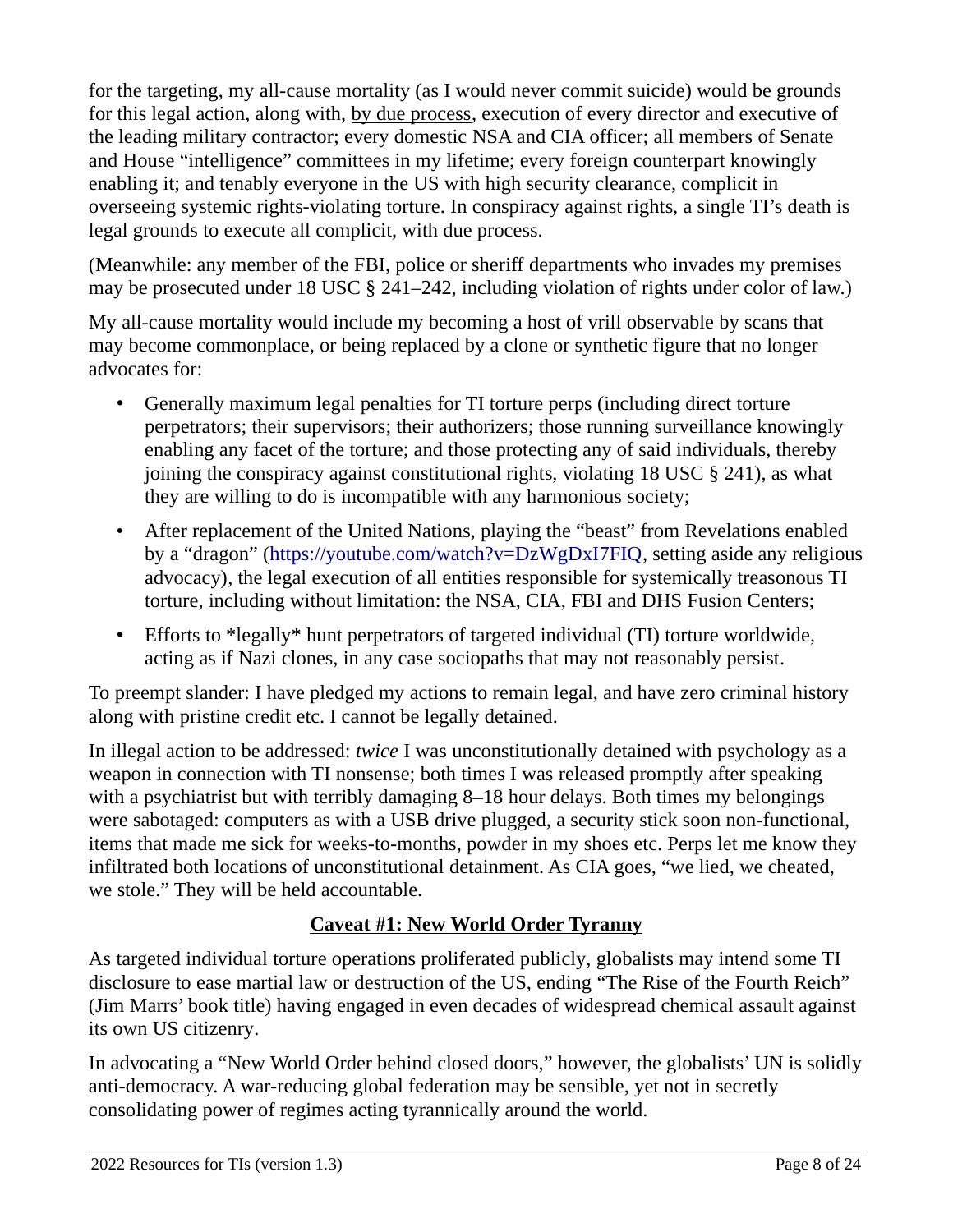for the targeting, my all-cause mortality (as I would never commit suicide) would be grounds for this legal action, along with, by due process, execution of every director and executive of the leading military contractor; every domestic NSA and CIA officer; all members of Senate and House “intelligence” committees in my lifetime; every foreign counterpart knowingly enabling it; and tenably everyone in the US with high security clearance, complicit in overseeing systemic rights-violating torture. In conspiracy against rights, a single TI’s death is legal grounds to execute all complicit, with due process.

(Meanwhile: any member of the FBI, police or sheriff departments who invades my premises may be prosecuted under 18 USC § 241–242, including violation of rights under color of law.)

My all-cause mortality would include my becoming a host of vrill observable by scans that may become commonplace, or being replaced by a clone or synthetic figure that no longer advocates for:

- Generally maximum legal penalties for TI torture perps (including direct torture perpetrators; their supervisors; their authorizers; those running surveillance knowingly enabling any facet of the torture; and those protecting any of said individuals, thereby joining the conspiracy against constitutional rights, violating 18 USC § 241), as what they are willing to do is incompatible with any harmonious society;
- After replacement of the United Nations, playing the “beast” from Revelations enabled by a “dragon” (https://youtube.com/watch?v=DzWgDxI7FIQ, setting aside any religious advocacy), the legal execution of all entities responsible for systemically treasonous TI torture, including without limitation: the NSA, CIA, FBI and DHS Fusion Centers;
- Efforts to *legally* hunt perpetrators of targeted individual (TI) torture worldwide, acting as if Nazi clones, in any case sociopaths that may not reasonably persist.

To preempt slander: I have pledged my actions to remain legal, and have zero criminal history along with pristine credit etc. I cannot be legally detained.

In illegal action to be addressed: *twice* I was unconstitutionally detained with psychology as a weapon in connection with TI nonsense; both times I was released promptly after speaking with a psychiatrist but with terribly damaging 8–18 hour delays. Both times my belongings were sabotaged: computers as with a USB drive plugged, a security stick soon non-functional, items that made me sick for weeks-to-months, powder in my shoes etc. Perps let me know they infiltrated both locations of unconstitutional detainment. As CIA goes, “we lied, we cheated, we stole.” They will be held accountable.

## Caveat #1: New World Order Tyranny

As targeted individual torture operations proliferated publicly, globalists may intend some TI disclosure to ease martial law or destruction of the US, ending “The Rise of the Fourth Reich” (Jim Marrs’ book title) having engaged in even decades of widespread chemical assault against its own US citizenry.

In advocating a “New World Order behind closed doors,” however, the globalists’ UN is solidly anti-democracy. A war-reducing global federation may be sensible, yet not in secretly consolidating power of regimes acting tyrannically around the world.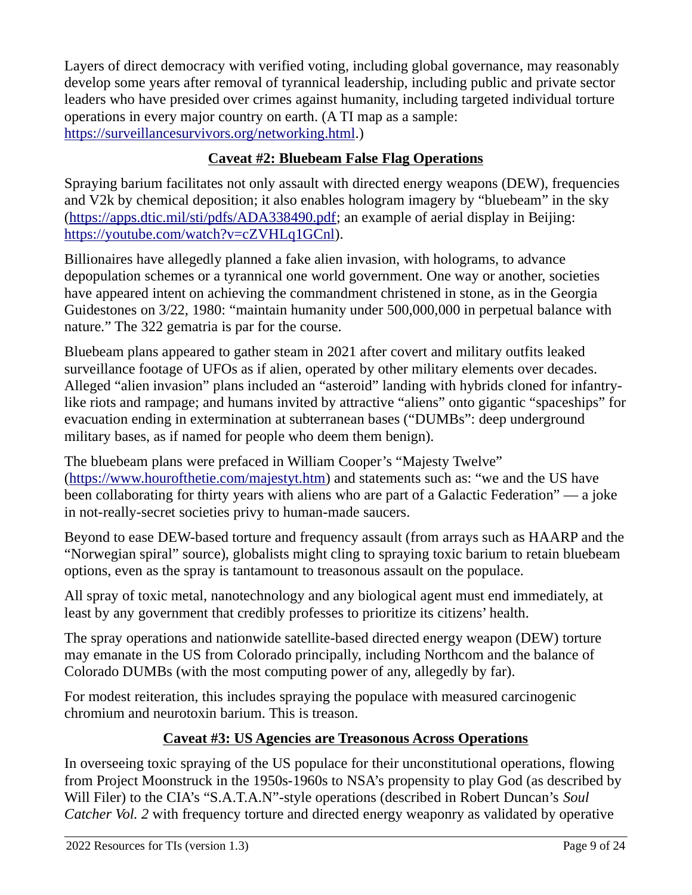Layers of direct democracy with verified voting, including global governance, may reasonably develop some years after removal of tyrannical leadership, including public and private sector leaders who have presided over crimes against humanity, including targeted individual torture operations in every major country on earth. (A TI map as a sample: [https://surveillancesurvivors.org/networking.html](https://surveillancesurvivors.org/networking.html).)

## Caveat #2: Bluebeam False Flag Operations

Spraying barium facilitates not only assault with directed energy weapons (DEW), frequencies and V2k by chemical deposition; it also enables hologram imagery by "bluebeam" in the sky ([https://apps.dtic.mil/sti/pdfs/ADA338490.pdf](https://apps.dtic.mil/sti/pdfs/ADA338490.pdf); an example of aerial display in Beijing: [https://youtube.com/watch?v=cZVHLq1GCnl](https://youtube.com/watch?v=cZVHLq1GCnl)).

Billionaires have allegedly planned a fake alien invasion, with holograms, to advance depopulation schemes or a tyrannical one world government. One way or another, societies have appeared intent on achieving the commandment christened in stone, as in the Georgia Guidestones on 3/22, 1980: "maintain humanity under 500,000,000 in perpetual balance with nature." The 322 gematria is par for the course.

Bluebeam plans appeared to gather steam in 2021 after covert and military outfits leaked surveillance footage of UFOs as if alien, operated by other military elements over decades. Alleged "alien invasion" plans included an "asteroid" landing with hybrids cloned for infantry-like riots and rampage; and humans invited by attractive "aliens" onto gigantic "spaceships" for evacuation ending in extermination at subterranean bases ("DUMBs": deep underground military bases, as if named for people who deem them benign).

The bluebeam plans were prefaced in William Cooper's "Majesty Twelve" ([https://www.hourofthetie.com/majestyt.htm](https://www.hourofthetie.com/majestyt.htm)) and statements such as: "we and the US have been collaborating for thirty years with aliens who are part of a Galactic Federation" — a joke in not-really-secret societies privy to human-made saucers.

Beyond to ease DEW-based torture and frequency assault (from arrays such as HAARP and the "Norwegian spiral" source), globalists might cling to spraying toxic barium to retain bluebeam options, even as the spray is tantamount to treasonous assault on the populace.

All spray of toxic metal, nanotechnology and any biological agent must end immediately, at least by any government that credibly professes to prioritize its citizens' health.

The spray operations and nationwide satellite-based directed energy weapon (DEW) torture may emanate in the US from Colorado principally, including Northcom and the balance of Colorado DUMBs (with the most computing power of any, allegedly by far).

For modest reiteration, this includes spraying the populace with measured carcinogenic chromium and neurotoxin barium. This is treason.

## Caveat #3: US Agencies are Treasonous Across Operations

In overseeing toxic spraying of the US populace for their unconstitutional operations, flowing from Project Moonstruck in the 1950s-1960s to NSA's propensity to play God (as described by Will Filer) to the CIA's "S.A.T.A.N"-style operations (described in Robert Duncan's *Soul Catcher Vol. 2* with frequency torture and directed energy weaponry as validated by operative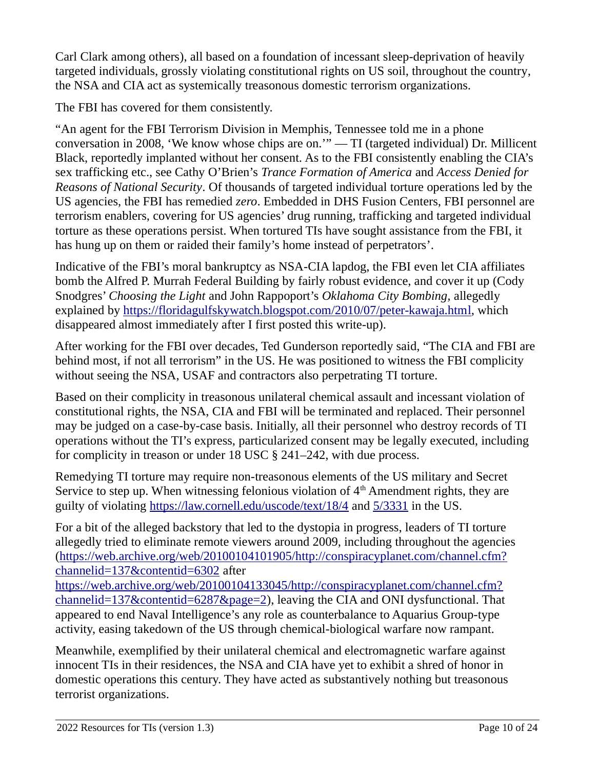Carl Clark among others), all based on a foundation of incessant sleep-deprivation of heavily targeted individuals, grossly violating constitutional rights on US soil, throughout the country, the NSA and CIA act as systemically treasonous domestic terrorism organizations.

The FBI has covered for them consistently.

"An agent for the FBI Terrorism Division in Memphis, Tennessee told me in a phone conversation in 2008, 'We know whose chips are on.'" — TI (targeted individual) Dr. Millicent Black, reportedly implanted without her consent. As to the FBI consistently enabling the CIA's sex trafficking etc., see Cathy O'Brien's *Trance Formation of America* and *Access Denied for Reasons of National Security*. Of thousands of targeted individual torture operations led by the US agencies, the FBI has remedied *zero*. Embedded in DHS Fusion Centers, FBI personnel are terrorism enablers, covering for US agencies' drug running, trafficking and targeted individual torture as these operations persist. When tortured TIs have sought assistance from the FBI, it has hung up on them or raided their family's home instead of perpetrators'.

Indicative of the FBI's moral bankruptcy as NSA-CIA lapdog, the FBI even let CIA affiliates bomb the Alfred P. Murrah Federal Building by fairly robust evidence, and cover it up (Cody Snodgres' *Choosing the Light* and John Rappoport's *Oklahoma City Bombing*, allegedly explained by [https://floridagulfskywatch.blogspot.com/2010/07/peter-kawaja.html](https://floridagulfskywatch.blogspot.com/2010/07/peter-kawaja.html), which disappeared almost immediately after I first posted this write-up).

After working for the FBI over decades, Ted Gunderson reportedly said, "The CIA and FBI are behind most, if not all terrorism" in the US. He was positioned to witness the FBI complicity without seeing the NSA, USAF and contractors also perpetrating TI torture.

Based on their complicity in treasonous unilateral chemical assault and incessant violation of constitutional rights, the NSA, CIA and FBI will be terminated and replaced. Their personnel may be judged on a case-by-case basis. Initially, all their personnel who destroy records of TI operations without the TI's express, particularized consent may be legally executed, including for complicity in treason or under 18 USC § 241–242, with due process.

Remedying TI torture may require non-treasonous elements of the US military and Secret Service to step up. When witnessing felonious violation of 4th Amendment rights, they are guilty of violating [https://law.cornell.edu/uscode/text/18/4](https://law.cornell.edu/uscode/text/18/4) and [5/3331](https://law.cornell.edu/uscode/text/5/3331) in the US.

For a bit of the alleged backstory that led to the dystopia in progress, leaders of TI torture allegedly tried to eliminate remote viewers around 2009, including throughout the agencies ([https://web.archive.org/web/20100104101905/http://conspiracyplanet.com/channel.cfm?channelid=137&contentid=6302](https://web.archive.org/web/20100104101905/http://conspiracyplanet.com/channel.cfm?channelid=137&contentid=6302) after [https://web.archive.org/web/20100104133045/http://conspiracyplanet.com/channel.cfm?channelid=137&contentid=6287&page=2](https://web.archive.org/web/20100104133045/http://conspiracyplanet.com/channel.cfm?channelid=137&contentid=6287&page=2)), leaving the CIA and ONI dysfunctional. That appeared to end Naval Intelligence's any role as counterbalance to Aquarius Group-type activity, easing takedown of the US through chemical-biological warfare now rampant.

Meanwhile, exemplified by their unilateral chemical and electromagnetic warfare against innocent TIs in their residences, the NSA and CIA have yet to exhibit a shred of honor in domestic operations this century. They have acted as substantively nothing but treasonous terrorist organizations.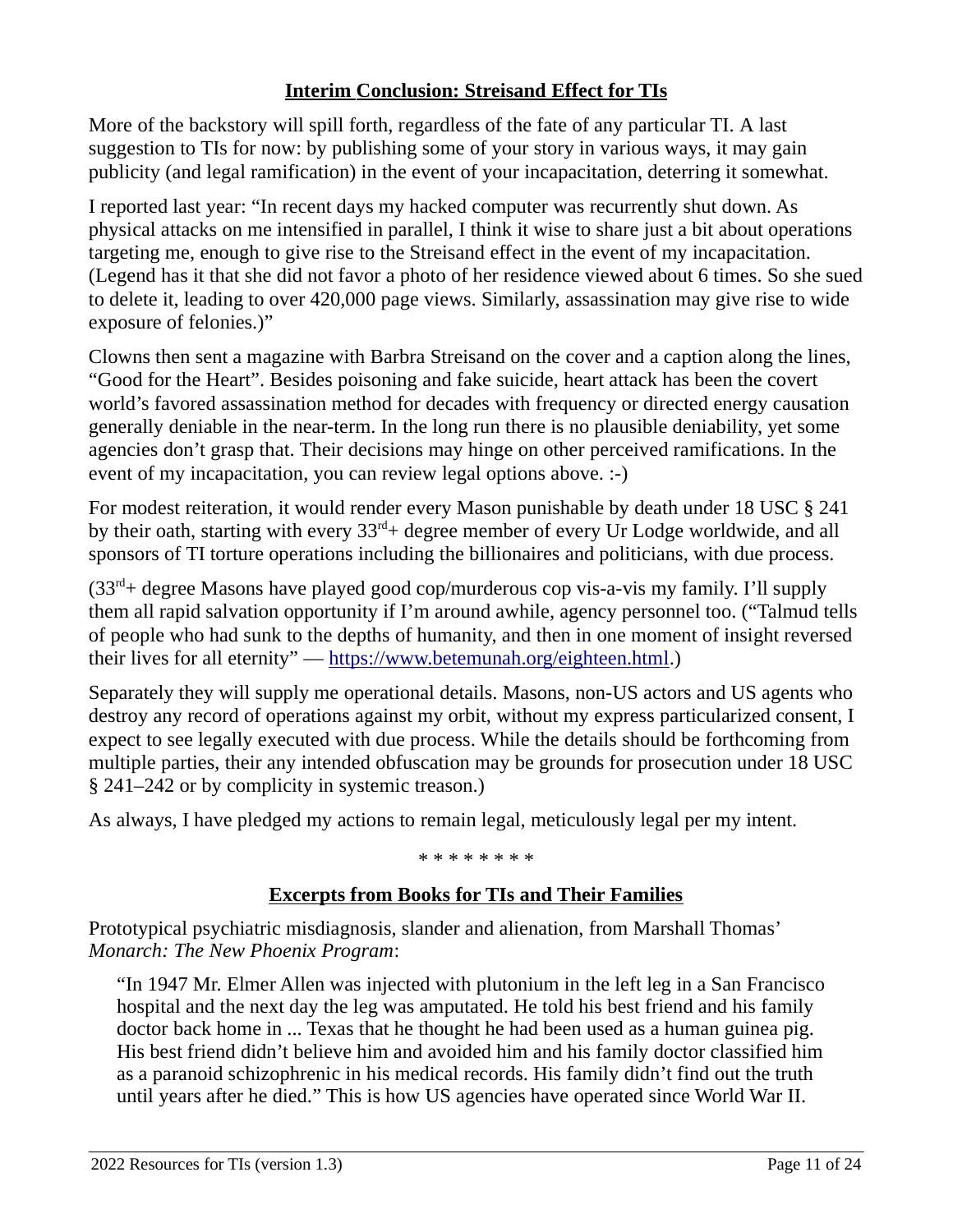## Interim Conclusion: Streisand Effect for TIs

More of the backstory will spill forth, regardless of the fate of any particular TI. A last suggestion to TIs for now: by publishing some of your story in various ways, it may gain publicity (and legal ramification) in the event of your incapacitation, deterring it somewhat.

I reported last year: "In recent days my hacked computer was recurrently shut down. As physical attacks on me intensified in parallel, I think it wise to share just a bit about operations targeting me, enough to give rise to the Streisand effect in the event of my incapacitation. (Legend has it that she did not favor a photo of her residence viewed about 6 times. So she sued to delete it, leading to over 420,000 page views. Similarly, assassination may give rise to wide exposure of felonies.)"

Clowns then sent a magazine with Barbra Streisand on the cover and a caption along the lines, "Good for the Heart". Besides poisoning and fake suicide, heart attack has been the covert world's favored assassination method for decades with frequency or directed energy causation generally deniable in the near-term. In the long run there is no plausible deniability, yet some agencies don't grasp that. Their decisions may hinge on other perceived ramifications. In the event of my incapacitation, you can review legal options above. :-)

For modest reiteration, it would render every Mason punishable by death under 18 USC § 241 by their oath, starting with every 33rd+ degree member of every Ur Lodge worldwide, and all sponsors of TI torture operations including the billionaires and politicians, with due process.

(33rd+ degree Masons have played good cop/murderous cop vis-a-vis my family. I'll supply them all rapid salvation opportunity if I'm around awhile, agency personnel too. ("Talmud tells of people who had sunk to the depths of humanity, and then in one moment of insight reversed their lives for all eternity" — https://www.betemunah.org/eighteen.html.)

Separately they will supply me operational details. Masons, non-US actors and US agents who destroy any record of operations against my orbit, without my express particularized consent, I expect to see legally executed with due process. While the details should be forthcoming from multiple parties, their any intended obfuscation may be grounds for prosecution under 18 USC § 241–242 or by complicity in systemic treason.)

As always, I have pledged my actions to remain legal, meticulously legal per my intent.

\* \* \* \* \* \* \* \*

## Excerpts from Books for TIs and Their Families

Prototypical psychiatric misdiagnosis, slander and alienation, from Marshall Thomas' *Monarch: The New Phoenix Program*:

> "In 1947 Mr. Elmer Allen was injected with plutonium in the left leg in a San Francisco hospital and the next day the leg was amputated. He told his best friend and his family doctor back home in ... Texas that he thought he had been used as a human guinea pig. His best friend didn't believe him and avoided him and his family doctor classified him as a paranoid schizophrenic in his medical records. His family didn't find out the truth until years after he died." This is how US agencies have operated since World War II.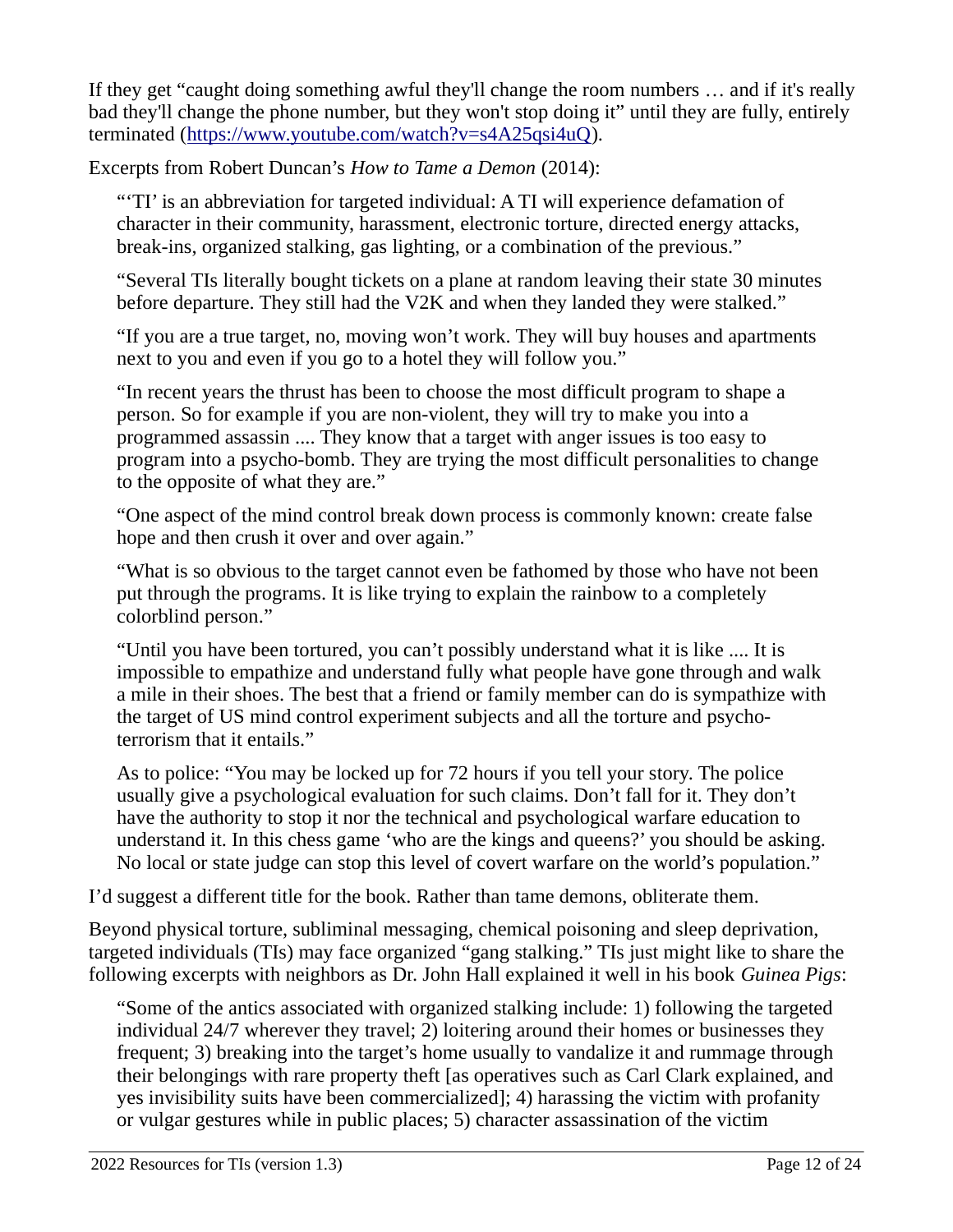If they get "caught doing something awful they'll change the room numbers … and if it's really bad they'll change the phone number, but they won't stop doing it" until they are fully, entirely terminated (https://www.youtube.com/watch?v=s4A25qsi4uQ).

Excerpts from Robert Duncan's *How to Tame a Demon* (2014):

> "'TI' is an abbreviation for targeted individual: A TI will experience defamation of character in their community, harassment, electronic torture, directed energy attacks, break-ins, organized stalking, gas lighting, or a combination of the previous."
>
> "Several TIs literally bought tickets on a plane at random leaving their state 30 minutes before departure. They still had the V2K and when they landed they were stalked."
>
> "If you are a true target, no, moving won't work. They will buy houses and apartments next to you and even if you go to a hotel they will follow you."
>
> "In recent years the thrust has been to choose the most difficult program to shape a person. So for example if you are non-violent, they will try to make you into a programmed assassin .... They know that a target with anger issues is too easy to program into a psycho-bomb. They are trying the most difficult personalities to change to the opposite of what they are."
>
> "One aspect of the mind control break down process is commonly known: create false hope and then crush it over and over again."
>
> "What is so obvious to the target cannot even be fathomed by those who have not been put through the programs. It is like trying to explain the rainbow to a completely colorblind person."
>
> "Until you have been tortured, you can't possibly understand what it is like .... It is impossible to empathize and understand fully what people have gone through and walk a mile in their shoes. The best that a friend or family member can do is sympathize with the target of US mind control experiment subjects and all the torture and psycho-terrorism that it entails."
>
> As to police: "You may be locked up for 72 hours if you tell your story. The police usually give a psychological evaluation for such claims. Don't fall for it. They don't have the authority to stop it nor the technical and psychological warfare education to understand it. In this chess game 'who are the kings and queens?' you should be asking. No local or state judge can stop this level of covert warfare on the world's population."

I'd suggest a different title for the book. Rather than tame demons, obliterate them.

Beyond physical torture, subliminal messaging, chemical poisoning and sleep deprivation, targeted individuals (TIs) may face organized "gang stalking." TIs just might like to share the following excerpts with neighbors as Dr. John Hall explained it well in his book *Guinea Pigs*:

> "Some of the antics associated with organized stalking include: 1) following the targeted individual 24/7 wherever they travel; 2) loitering around their homes or businesses they frequent; 3) breaking into the target's home usually to vandalize it and rummage through their belongings with rare property theft [as operatives such as Carl Clark explained, and yes invisibility suits have been commercialized]; 4) harassing the victim with profanity or vulgar gestures while in public places; 5) character assassination of the victim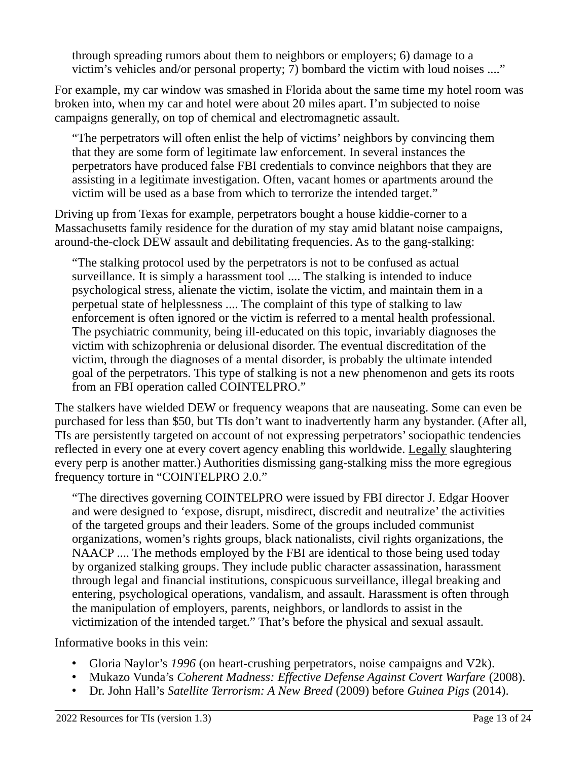> through spreading rumors about them to neighbors or employers; 6) damage to a victim's vehicles and/or personal property; 7) bombard the victim with loud noises ...."

For example, my car window was smashed in Florida about the same time my hotel room was broken into, when my car and hotel were about 20 miles apart. I'm subjected to noise campaigns generally, on top of chemical and electromagnetic assault.

> "The perpetrators will often enlist the help of victims' neighbors by convincing them that they are some form of legitimate law enforcement. In several instances the perpetrators have produced false FBI credentials to convince neighbors that they are assisting in a legitimate investigation. Often, vacant homes or apartments around the victim will be used as a base from which to terrorize the intended target."

Driving up from Texas for example, perpetrators bought a house kiddie-corner to a Massachusetts family residence for the duration of my stay amid blatant noise campaigns, around-the-clock DEW assault and debilitating frequencies. As to the gang-stalking:

> "The stalking protocol used by the perpetrators is not to be confused as actual surveillance. It is simply a harassment tool .... The stalking is intended to induce psychological stress, alienate the victim, isolate the victim, and maintain them in a perpetual state of helplessness .... The complaint of this type of stalking to law enforcement is often ignored or the victim is referred to a mental health professional. The psychiatric community, being ill-educated on this topic, invariably diagnoses the victim with schizophrenia or delusional disorder. The eventual discreditation of the victim, through the diagnoses of a mental disorder, is probably the ultimate intended goal of the perpetrators. This type of stalking is not a new phenomenon and gets its roots from an FBI operation called COINTELPRO."

The stalkers have wielded DEW or frequency weapons that are nauseating. Some can even be purchased for less than $50, but TIs don't want to inadvertently harm any bystander. (After all, TIs are persistently targeted on account of not expressing perpetrators' sociopathic tendencies reflected in every one at every covert agency enabling this worldwide. <u>Legally</u> slaughtering every perp is another matter.) Authorities dismissing gang-stalking miss the more egregious frequency torture in "COINTELPRO 2.0."

> "The directives governing COINTELPRO were issued by FBI director J. Edgar Hoover and were designed to 'expose, disrupt, misdirect, discredit and neutralize' the activities of the targeted groups and their leaders. Some of the groups included communist organizations, women's rights groups, black nationalists, civil rights organizations, the NAACP .... The methods employed by the FBI are identical to those being used today by organized stalking groups. They include public character assassination, harassment through legal and financial institutions, conspicuous surveillance, illegal breaking and entering, psychological operations, vandalism, and assault. Harassment is often through the manipulation of employers, parents, neighbors, or landlords to assist in the victimization of the intended target." That's before the physical and sexual assault.

Informative books in this vein:

- Gloria Naylor's *1996* (on heart-crushing perpetrators, noise campaigns and V2k).
- Mukazo Vunda's *Coherent Madness: Effective Defense Against Covert Warfare* (2008).
- Dr. John Hall's *Satellite Terrorism: A New Breed* (2009) before *Guinea Pigs* (2014).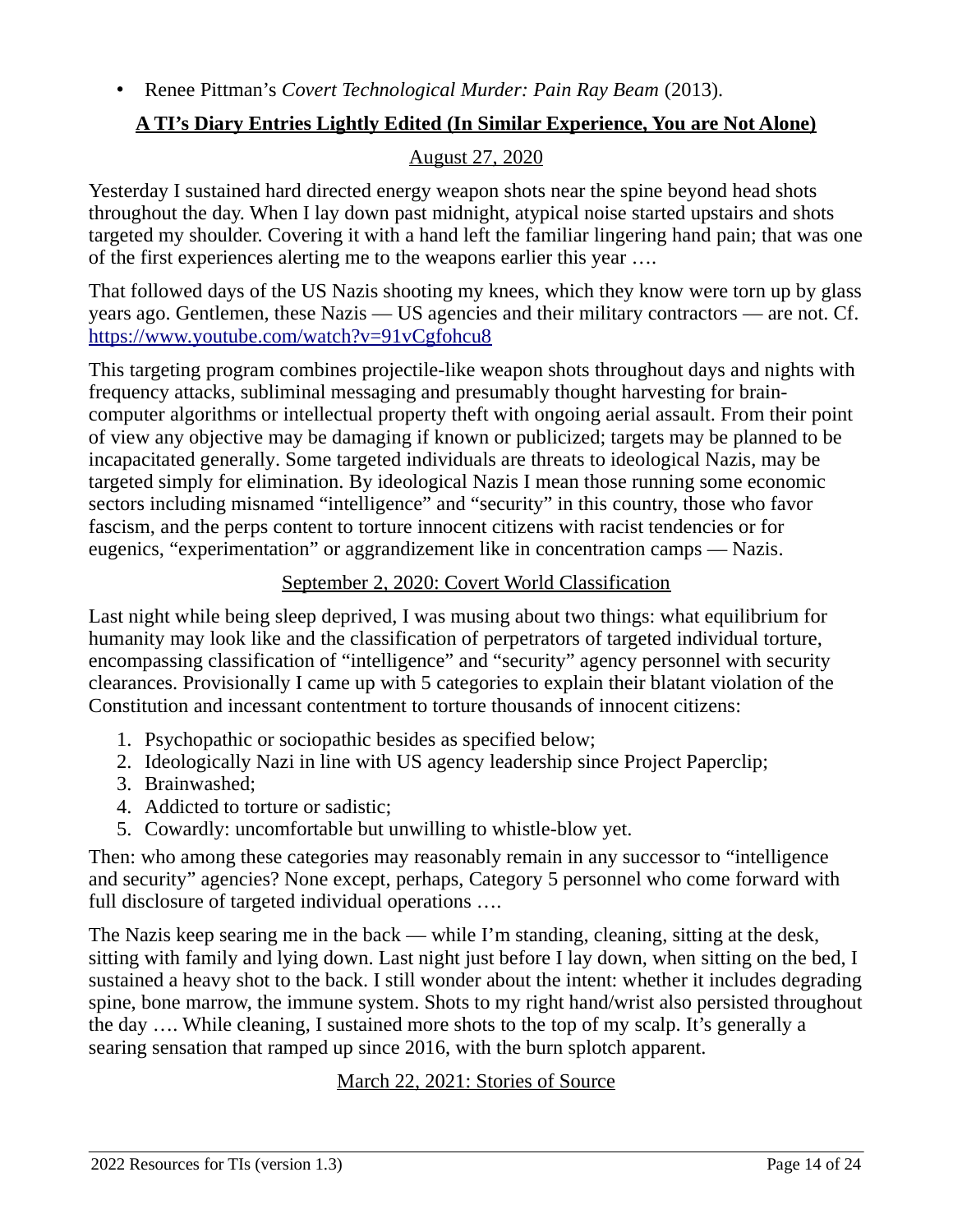- Renee Pittman's *Covert Technological Murder: Pain Ray Beam* (2013).

## A TI's Diary Entries Lightly Edited (In Similar Experience, You are Not Alone)

### August 27, 2020

Yesterday I sustained hard directed energy weapon shots near the spine beyond head shots throughout the day. When I lay down past midnight, atypical noise started upstairs and shots targeted my shoulder. Covering it with a hand left the familiar lingering hand pain; that was one of the first experiences alerting me to the weapons earlier this year ….

That followed days of the US Nazis shooting my knees, which they know were torn up by glass years ago. Gentlemen, these Nazis — US agencies and their military contractors — are not. Cf. https://www.youtube.com/watch?v=91vCgfohcu8

This targeting program combines projectile-like weapon shots throughout days and nights with frequency attacks, subliminal messaging and presumably thought harvesting for brain-computer algorithms or intellectual property theft with ongoing aerial assault. From their point of view any objective may be damaging if known or publicized; targets may be planned to be incapacitated generally. Some targeted individuals are threats to ideological Nazis, may be targeted simply for elimination. By ideological Nazis I mean those running some economic sectors including misnamed "intelligence" and "security" in this country, those who favor fascism, and the perps content to torture innocent citizens with racist tendencies or for eugenics, "experimentation" or aggrandizement like in concentration camps — Nazis.

### September 2, 2020: Covert World Classification

Last night while being sleep deprived, I was musing about two things: what equilibrium for humanity may look like and the classification of perpetrators of targeted individual torture, encompassing classification of "intelligence" and "security" agency personnel with security clearances. Provisionally I came up with 5 categories to explain their blatant violation of the Constitution and incessant contentment to torture thousands of innocent citizens:

1. Psychopathic or sociopathic besides as specified below;
2. Ideologically Nazi in line with US agency leadership since Project Paperclip;
3. Brainwashed;
4. Addicted to torture or sadistic;
5. Cowardly: uncomfortable but unwilling to whistle-blow yet.

Then: who among these categories may reasonably remain in any successor to "intelligence and security" agencies? None except, perhaps, Category 5 personnel who come forward with full disclosure of targeted individual operations ….

The Nazis keep searing me in the back — while I'm standing, cleaning, sitting at the desk, sitting with family and lying down. Last night just before I lay down, when sitting on the bed, I sustained a heavy shot to the back. I still wonder about the intent: whether it includes degrading spine, bone marrow, the immune system. Shots to my right hand/wrist also persisted throughout the day …. While cleaning, I sustained more shots to the top of my scalp. It's generally a searing sensation that ramped up since 2016, with the burn splotch apparent.

### March 22, 2021: Stories of Source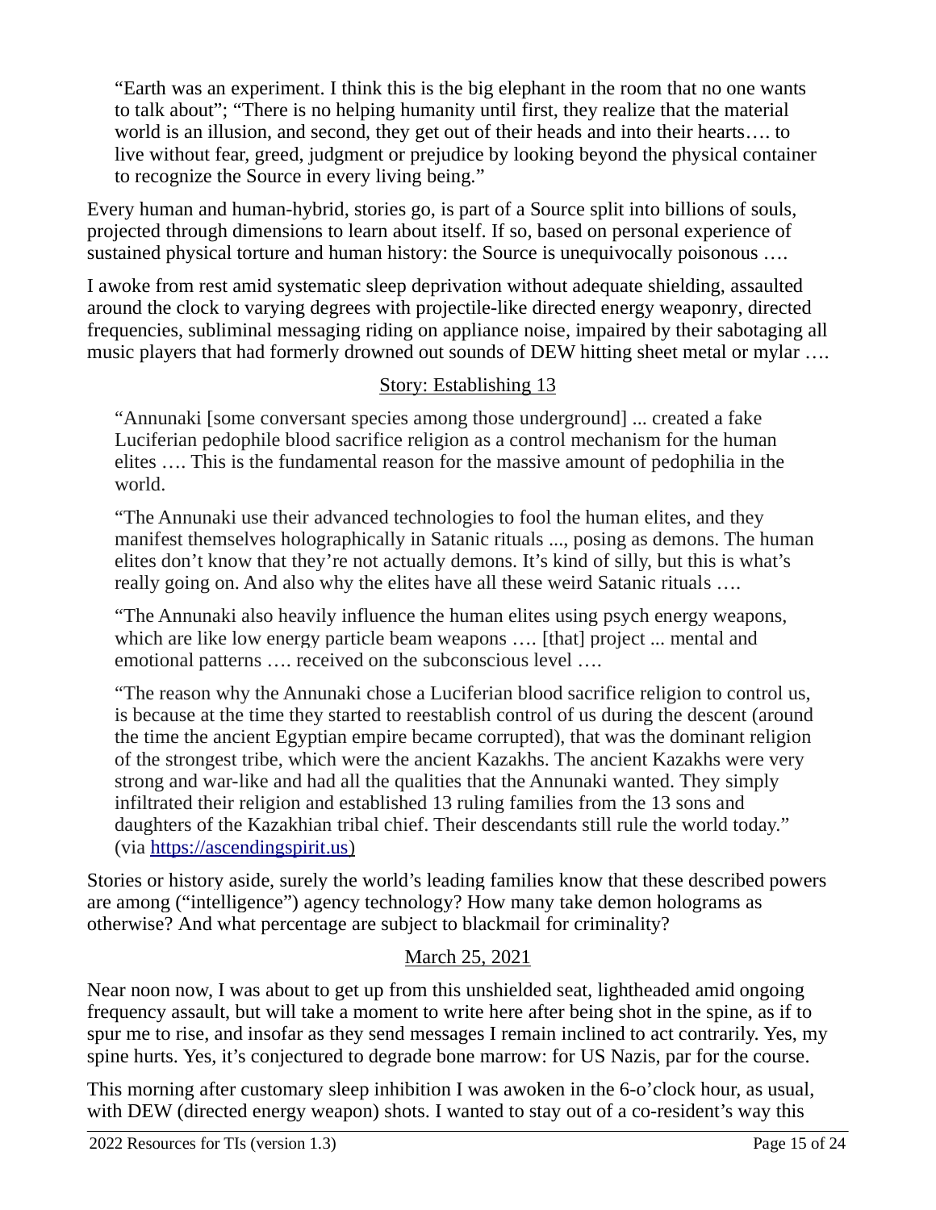> “Earth was an experiment. I think this is the big elephant in the room that no one wants to talk about”; “There is no helping humanity until first, they realize that the material world is an illusion, and second, they get out of their heads and into their hearts…. to live without fear, greed, judgment or prejudice by looking beyond the physical container to recognize the Source in every living being.”

Every human and human-hybrid, stories go, is part of a Source split into billions of souls, projected through dimensions to learn about itself. If so, based on personal experience of sustained physical torture and human history: the Source is unequivocally poisonous ….

I awoke from rest amid systematic sleep deprivation without adequate shielding, assaulted around the clock to varying degrees with projectile-like directed energy weaponry, directed frequencies, subliminal messaging riding on appliance noise, impaired by their sabotaging all music players that had formerly drowned out sounds of DEW hitting sheet metal or mylar ….

## Story: Establishing 13

> “Annunaki [some conversant species among those underground] ... created a fake Luciferian pedophile blood sacrifice religion as a control mechanism for the human elites …. This is the fundamental reason for the massive amount of pedophilia in the world.
>
> “The Annunaki use their advanced technologies to fool the human elites, and they manifest themselves holographically in Satanic rituals ..., posing as demons. The human elites don’t know that they’re not actually demons. It’s kind of silly, but this is what’s really going on. And also why the elites have all these weird Satanic rituals ….
>
> “The Annunaki also heavily influence the human elites using psych energy weapons, which are like low energy particle beam weapons …. [that] project ... mental and emotional patterns …. received on the subconscious level ….
>
> “The reason why the Annunaki chose a Luciferian blood sacrifice religion to control us, is because at the time they started to reestablish control of us during the descent (around the time the ancient Egyptian empire became corrupted), that was the dominant religion of the strongest tribe, which were the ancient Kazakhs. The ancient Kazakhs were very strong and war-like and had all the qualities that the Annunaki wanted. They simply infiltrated their religion and established 13 ruling families from the 13 sons and daughters of the Kazakhian tribal chief. Their descendants still rule the world today.” (via https://ascendingspirit.us)

Stories or history aside, surely the world’s leading families know that these described powers are among (“intelligence”) agency technology? How many take demon holograms as otherwise? And what percentage are subject to blackmail for criminality?

## March 25, 2021

Near noon now, I was about to get up from this unshielded seat, lightheaded amid ongoing frequency assault, but will take a moment to write here after being shot in the spine, as if to spur me to rise, and insofar as they send messages I remain inclined to act contrarily. Yes, my spine hurts. Yes, it’s conjectured to degrade bone marrow: for US Nazis, par for the course.

This morning after customary sleep inhibition I was awoken in the 6-o’clock hour, as usual, with DEW (directed energy weapon) shots. I wanted to stay out of a co-resident’s way this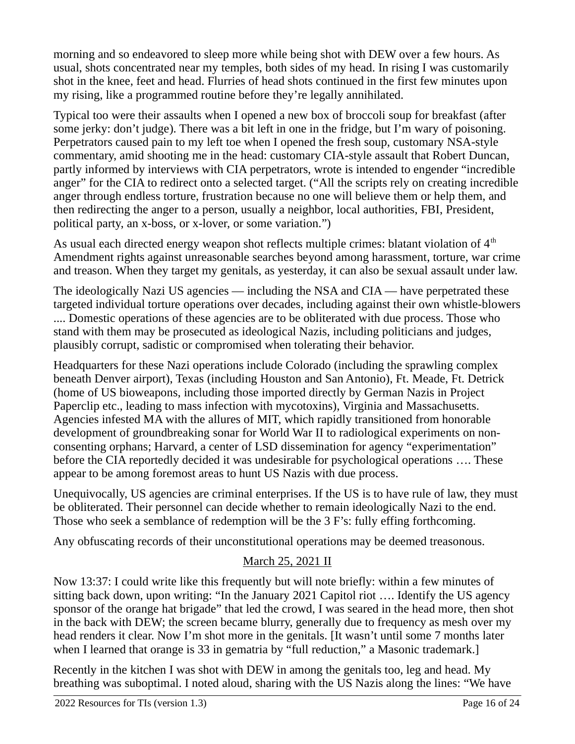morning and so endeavored to sleep more while being shot with DEW over a few hours. As usual, shots concentrated near my temples, both sides of my head. In rising I was customarily shot in the knee, feet and head. Flurries of head shots continued in the first few minutes upon my rising, like a programmed routine before they're legally annihilated.

Typical too were their assaults when I opened a new box of broccoli soup for breakfast (after some jerky: don't judge). There was a bit left in one in the fridge, but I'm wary of poisoning. Perpetrators caused pain to my left toe when I opened the fresh soup, customary NSA-style commentary, amid shooting me in the head: customary CIA-style assault that Robert Duncan, partly informed by interviews with CIA perpetrators, wrote is intended to engender "incredible anger" for the CIA to redirect onto a selected target. ("All the scripts rely on creating incredible anger through endless torture, frustration because no one will believe them or help them, and then redirecting the anger to a person, usually a neighbor, local authorities, FBI, President, political party, an x-boss, or x-lover, or some variation.")

As usual each directed energy weapon shot reflects multiple crimes: blatant violation of 4th Amendment rights against unreasonable searches beyond among harassment, torture, war crime and treason. When they target my genitals, as yesterday, it can also be sexual assault under law.

The ideologically Nazi US agencies — including the NSA and CIA — have perpetrated these targeted individual torture operations over decades, including against their own whistle-blowers .... Domestic operations of these agencies are to be obliterated with due process. Those who stand with them may be prosecuted as ideological Nazis, including politicians and judges, plausibly corrupt, sadistic or compromised when tolerating their behavior.

Headquarters for these Nazi operations include Colorado (including the sprawling complex beneath Denver airport), Texas (including Houston and San Antonio), Ft. Meade, Ft. Detrick (home of US bioweapons, including those imported directly by German Nazis in Project Paperclip etc., leading to mass infection with mycotoxins), Virginia and Massachusetts. Agencies infested MA with the allures of MIT, which rapidly transitioned from honorable development of groundbreaking sonar for World War II to radiological experiments on non-consenting orphans; Harvard, a center of LSD dissemination for agency "experimentation" before the CIA reportedly decided it was undesirable for psychological operations …. These appear to be among foremost areas to hunt US Nazis with due process.

Unequivocally, US agencies are criminal enterprises. If the US is to have rule of law, they must be obliterated. Their personnel can decide whether to remain ideologically Nazi to the end. Those who seek a semblance of redemption will be the 3 F's: fully effing forthcoming.

Any obfuscating records of their unconstitutional operations may be deemed treasonous.

## March 25, 2021 II

Now 13:37: I could write like this frequently but will note briefly: within a few minutes of sitting back down, upon writing: "In the January 2021 Capitol riot …. Identify the US agency sponsor of the orange hat brigade" that led the crowd, I was seared in the head more, then shot in the back with DEW; the screen became blurry, generally due to frequency as mesh over my head renders it clear. Now I'm shot more in the genitals. [It wasn't until some 7 months later when I learned that orange is 33 in gematria by "full reduction," a Masonic trademark.]

Recently in the kitchen I was shot with DEW in among the genitals too, leg and head. My breathing was suboptimal. I noted aloud, sharing with the US Nazis along the lines: "We have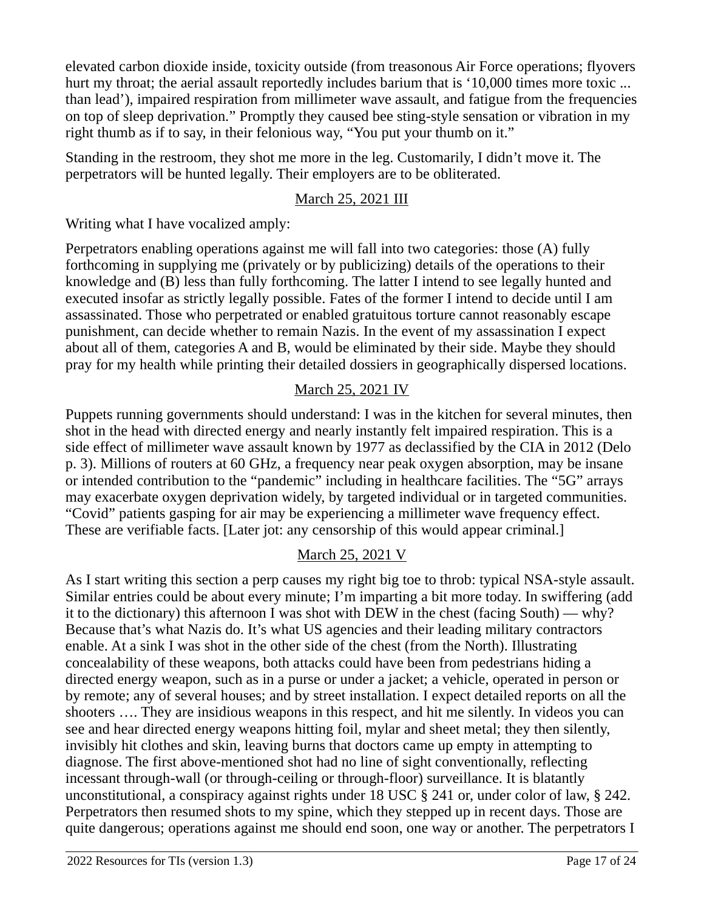elevated carbon dioxide inside, toxicity outside (from treasonous Air Force operations; flyovers hurt my throat; the aerial assault reportedly includes barium that is '10,000 times more toxic ... than lead'), impaired respiration from millimeter wave assault, and fatigue from the frequencies on top of sleep deprivation." Promptly they caused bee sting-style sensation or vibration in my right thumb as if to say, in their felonious way, "You put your thumb on it."

Standing in the restroom, they shot me more in the leg. Customarily, I didn't move it. The perpetrators will be hunted legally. Their employers are to be obliterated.

## March 25, 2021 III

Writing what I have vocalized amply:

Perpetrators enabling operations against me will fall into two categories: those (A) fully forthcoming in supplying me (privately or by publicizing) details of the operations to their knowledge and (B) less than fully forthcoming. The latter I intend to see legally hunted and executed insofar as strictly legally possible. Fates of the former I intend to decide until I am assassinated. Those who perpetrated or enabled gratuitous torture cannot reasonably escape punishment, can decide whether to remain Nazis. In the event of my assassination I expect about all of them, categories A and B, would be eliminated by their side. Maybe they should pray for my health while printing their detailed dossiers in geographically dispersed locations.

## March 25, 2021 IV

Puppets running governments should understand: I was in the kitchen for several minutes, then shot in the head with directed energy and nearly instantly felt impaired respiration. This is a side effect of millimeter wave assault known by 1977 as declassified by the CIA in 2012 (Delo p. 3). Millions of routers at 60 GHz, a frequency near peak oxygen absorption, may be insane or intended contribution to the "pandemic" including in healthcare facilities. The "5G" arrays may exacerbate oxygen deprivation widely, by targeted individual or in targeted communities. "Covid" patients gasping for air may be experiencing a millimeter wave frequency effect. These are verifiable facts. [Later jot: any censorship of this would appear criminal.]

## March 25, 2021 V

As I start writing this section a perp causes my right big toe to throb: typical NSA-style assault. Similar entries could be about every minute; I'm imparting a bit more today. In swiffering (add it to the dictionary) this afternoon I was shot with DEW in the chest (facing South) — why? Because that's what Nazis do. It's what US agencies and their leading military contractors enable. At a sink I was shot in the other side of the chest (from the North). Illustrating concealability of these weapons, both attacks could have been from pedestrians hiding a directed energy weapon, such as in a purse or under a jacket; a vehicle, operated in person or by remote; any of several houses; and by street installation. I expect detailed reports on all the shooters …. They are insidious weapons in this respect, and hit me silently. In videos you can see and hear directed energy weapons hitting foil, mylar and sheet metal; they then silently, invisibly hit clothes and skin, leaving burns that doctors came up empty in attempting to diagnose. The first above-mentioned shot had no line of sight conventionally, reflecting incessant through-wall (or through-ceiling or through-floor) surveillance. It is blatantly unconstitutional, a conspiracy against rights under 18 USC § 241 or, under color of law, § 242. Perpetrators then resumed shots to my spine, which they stepped up in recent days. Those are quite dangerous; operations against me should end soon, one way or another. The perpetrators I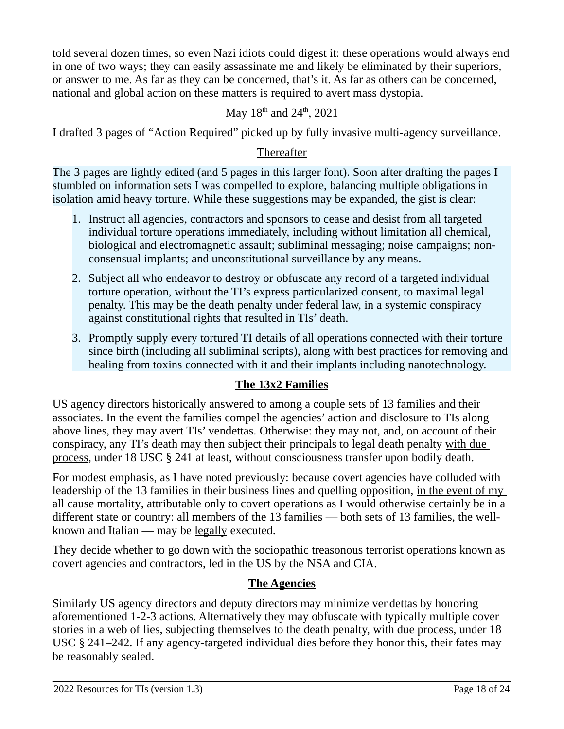told several dozen times, so even Nazi idiots could digest it: these operations would always end in one of two ways; they can easily assassinate me and likely be eliminated by their superiors, or answer to me. As far as they can be concerned, that's it. As far as others can be concerned, national and global action on these matters is required to avert mass dystopia.

<u>May 18th and 24th, 2021</u>

I drafted 3 pages of "Action Required" picked up by fully invasive multi-agency surveillance.

<u>Thereafter</u>

The 3 pages are lightly edited (and 5 pages in this larger font). Soon after drafting the pages I stumbled on information sets I was compelled to explore, balancing multiple obligations in isolation amid heavy torture. While these suggestions may be expanded, the gist is clear:

1. Instruct all agencies, contractors and sponsors to cease and desist from all targeted individual torture operations immediately, including without limitation all chemical, biological and electromagnetic assault; subliminal messaging; noise campaigns; non-consensual implants; and unconstitutional surveillance by any means.
2. Subject all who endeavor to destroy or obfuscate any record of a targeted individual torture operation, without the TI's express particularized consent, to maximal legal penalty. This may be the death penalty under federal law, in a systemic conspiracy against constitutional rights that resulted in TIs' death.
3. Promptly supply every tortured TI details of all operations connected with their torture since birth (including all subliminal scripts), along with best practices for removing and healing from toxins connected with it and their implants including nanotechnology.

## <u>The 13x2 Families</u>

US agency directors historically answered to among a couple sets of 13 families and their associates. In the event the families compel the agencies' action and disclosure to TIs along above lines, they may avert TIs' vendettas. Otherwise: they may not, and, on account of their conspiracy, any TI's death may then subject their principals to legal death penalty <u>with due process</u>, under 18 USC § 241 at least, without consciousness transfer upon bodily death.

For modest emphasis, as I have noted previously: because covert agencies have colluded with leadership of the 13 families in their business lines and quelling opposition, <u>in the event of my all cause mortality</u>, attributable only to covert operations as I would otherwise certainly be in a different state or country: all members of the 13 families — both sets of 13 families, the well-known and Italian — may be <u>legally</u> executed.

They decide whether to go down with the sociopathic treasonous terrorist operations known as covert agencies and contractors, led in the US by the NSA and CIA.

## <u>The Agencies</u>

Similarly US agency directors and deputy directors may minimize vendettas by honoring aforementioned 1-2-3 actions. Alternatively they may obfuscate with typically multiple cover stories in a web of lies, subjecting themselves to the death penalty, with due process, under 18 USC § 241–242. If any agency-targeted individual dies before they honor this, their fates may be reasonably sealed.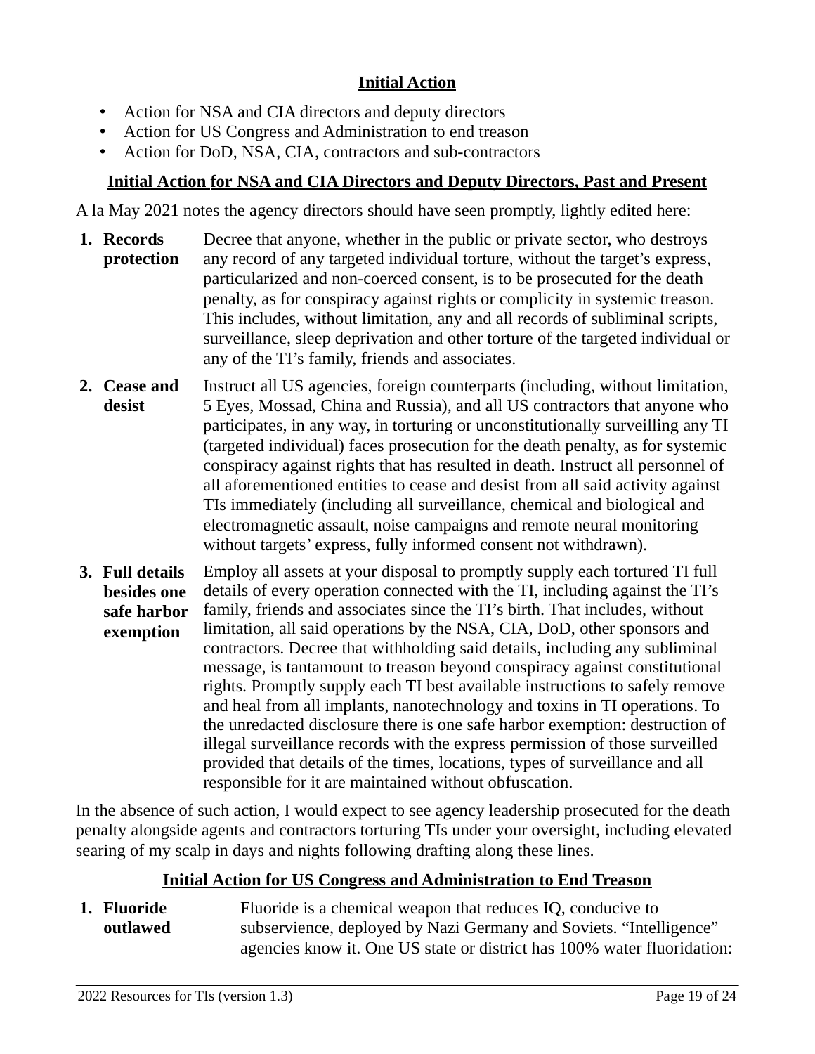## Initial Action

- Action for NSA and CIA directors and deputy directors
- Action for US Congress and Administration to end treason
- Action for DoD, NSA, CIA, contractors and sub-contractors

## Initial Action for NSA and CIA Directors and Deputy Directors, Past and Present

A la May 2021 notes the agency directors should have seen promptly, lightly edited here:

1. **Records protection** — Decree that anyone, whether in the public or private sector, who destroys any record of any targeted individual torture, without the target's express, particularized and non-coerced consent, is to be prosecuted for the death penalty, as for conspiracy against rights or complicity in systemic treason. This includes, without limitation, any and all records of subliminal scripts, surveillance, sleep deprivation and other torture of the targeted individual or any of the TI's family, friends and associates.

2. **Cease and desist** — Instruct all US agencies, foreign counterparts (including, without limitation, 5 Eyes, Mossad, China and Russia), and all US contractors that anyone who participates, in any way, in torturing or unconstitutionally surveilling any TI (targeted individual) faces prosecution for the death penalty, as for systemic conspiracy against rights that has resulted in death. Instruct all personnel of all aforementioned entities to cease and desist from all said activity against TIs immediately (including all surveillance, chemical and biological and electromagnetic assault, noise campaigns and remote neural monitoring without targets' express, fully informed consent not withdrawn).

3. **Full details besides one safe harbor exemption** — Employ all assets at your disposal to promptly supply each tortured TI full details of every operation connected with the TI, including against the TI's family, friends and associates since the TI's birth. That includes, without limitation, all said operations by the NSA, CIA, DoD, other sponsors and contractors. Decree that withholding said details, including any subliminal message, is tantamount to treason beyond conspiracy against constitutional rights. Promptly supply each TI best available instructions to safely remove and heal from all implants, nanotechnology and toxins in TI operations. To the unredacted disclosure there is one safe harbor exemption: destruction of illegal surveillance records with the express permission of those surveilled provided that details of the times, locations, types of surveillance and all responsible for it are maintained without obfuscation.

In the absence of such action, I would expect to see agency leadership prosecuted for the death penalty alongside agents and contractors torturing TIs under your oversight, including elevated searing of my scalp in days and nights following drafting along these lines.

## Initial Action for US Congress and Administration to End Treason

1. **Fluoride outlawed** — Fluoride is a chemical weapon that reduces IQ, conducive to subservience, deployed by Nazi Germany and Soviets. "Intelligence" agencies know it. One US state or district has 100% water fluoridation: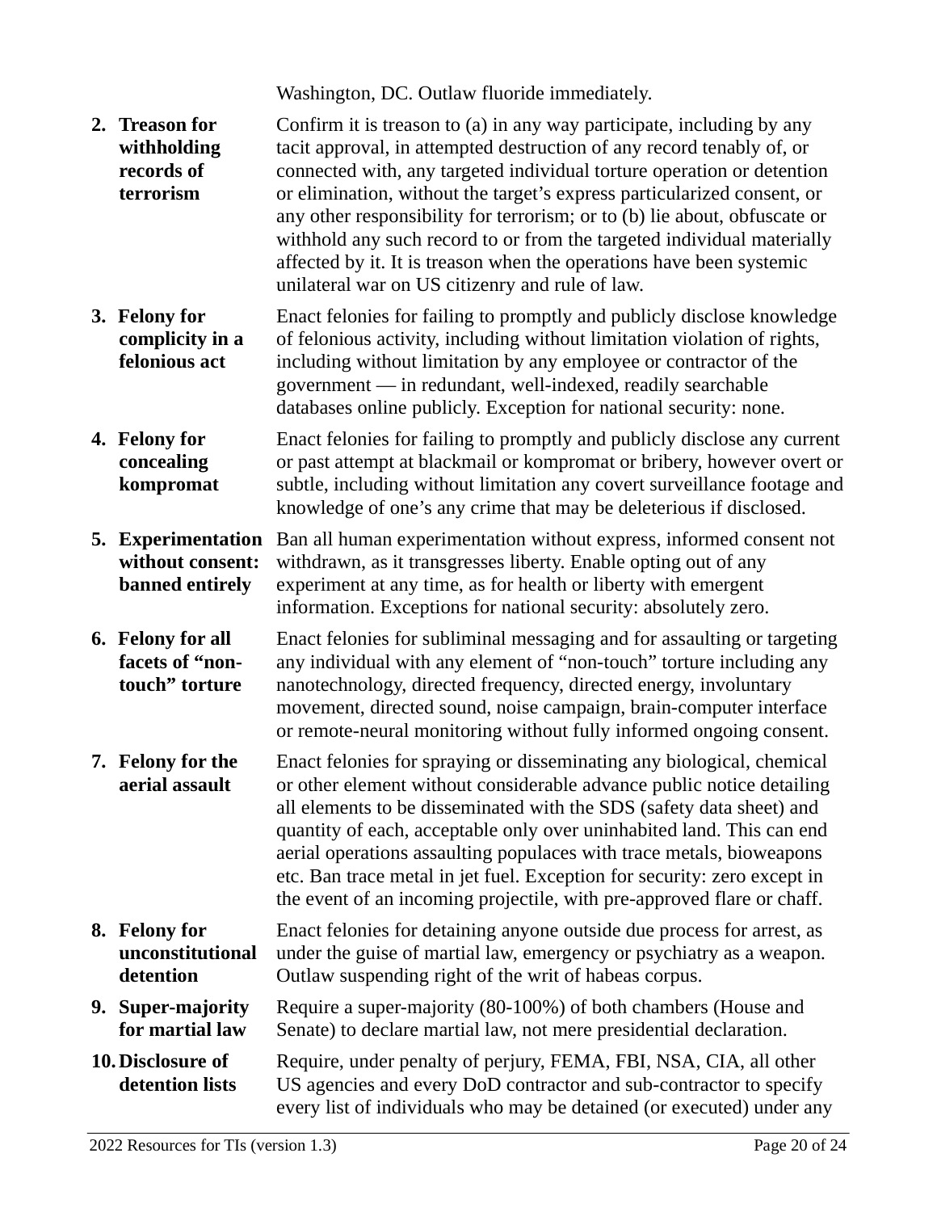| | |
|---|---|
| | Washington, DC. Outlaw fluoride immediately. |
| **2. Treason for withholding records of terrorism** | Confirm it is treason to (a) in any way participate, including by any tacit approval, in attempted destruction of any record tenably of, or connected with, any targeted individual torture operation or detention or elimination, without the target's express particularized consent, or any other responsibility for terrorism; or to (b) lie about, obfuscate or withhold any such record to or from the targeted individual materially affected by it. It is treason when the operations have been systemic unilateral war on US citizenry and rule of law. |
| **3. Felony for complicity in a felonious act** | Enact felonies for failing to promptly and publicly disclose knowledge of felonious activity, including without limitation violation of rights, including without limitation by any employee or contractor of the government — in redundant, well-indexed, readily searchable databases online publicly. Exception for national security: none. |
| **4. Felony for concealing kompromat** | Enact felonies for failing to promptly and publicly disclose any current or past attempt at blackmail or kompromat or bribery, however overt or subtle, including without limitation any covert surveillance footage and knowledge of one's any crime that may be deleterious if disclosed. |
| **5. Experimentation without consent: banned entirely** | Ban all human experimentation without express, informed consent not withdrawn, as it transgresses liberty. Enable opting out of any experiment at any time, as for health or liberty with emergent information. Exceptions for national security: absolutely zero. |
| **6. Felony for all facets of "non-touch" torture** | Enact felonies for subliminal messaging and for assaulting or targeting any individual with any element of "non-touch" torture including any nanotechnology, directed frequency, directed energy, involuntary movement, directed sound, noise campaign, brain-computer interface or remote-neural monitoring without fully informed ongoing consent. |
| **7. Felony for the aerial assault** | Enact felonies for spraying or disseminating any biological, chemical or other element without considerable advance public notice detailing all elements to be disseminated with the SDS (safety data sheet) and quantity of each, acceptable only over uninhabited land. This can end aerial operations assaulting populaces with trace metals, bioweapons etc. Ban trace metal in jet fuel. Exception for security: zero except in the event of an incoming projectile, with pre-approved flare or chaff. |
| **8. Felony for unconstitutional detention** | Enact felonies for detaining anyone outside due process for arrest, as under the guise of martial law, emergency or psychiatry as a weapon. Outlaw suspending right of the writ of habeas corpus. |
| **9. Super-majority for martial law** | Require a super-majority (80-100%) of both chambers (House and Senate) to declare martial law, not mere presidential declaration. |
| **10. Disclosure of detention lists** | Require, under penalty of perjury, FEMA, FBI, NSA, CIA, all other US agencies and every DoD contractor and sub-contractor to specify every list of individuals who may be detained (or executed) under any |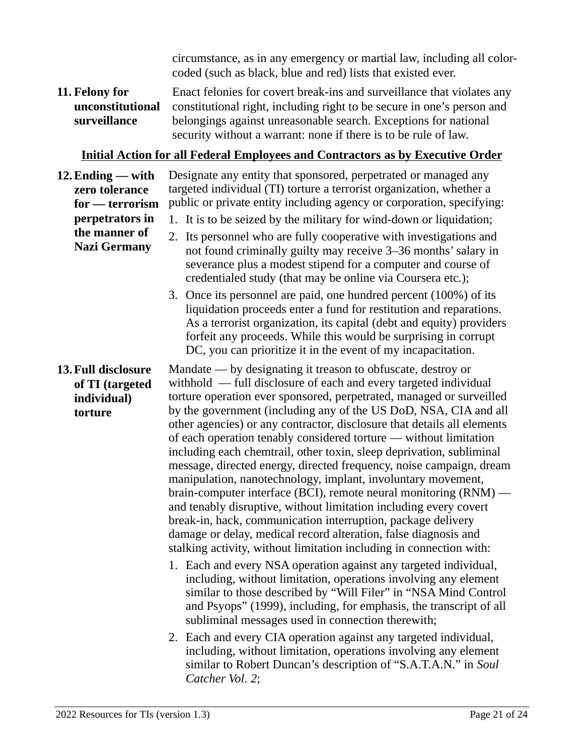circumstance, as in any emergency or martial law, including all color-coded (such as black, blue and red) lists that existed ever.

**11. Felony for unconstitutional surveillance**

Enact felonies for covert break-ins and surveillance that violates any constitutional right, including right to be secure in one's person and belongings against unreasonable search. Exceptions for national security without a warrant: none if there is to be rule of law.

## Initial Action for all Federal Employees and Contractors as by Executive Order

**12. Ending — with zero tolerance for — terrorism perpetrators in the manner of Nazi Germany**

Designate any entity that sponsored, perpetrated or managed any targeted individual (TI) torture a terrorist organization, whether a public or private entity including agency or corporation, specifying:

1. It is to be seized by the military for wind-down or liquidation;
2. Its personnel who are fully cooperative with investigations and not found criminally guilty may receive 3–36 months' salary in severance plus a modest stipend for a computer and course of credentialed study (that may be online via Coursera etc.);
3. Once its personnel are paid, one hundred percent (100%) of its liquidation proceeds enter a fund for restitution and reparations. As a terrorist organization, its capital (debt and equity) providers forfeit any proceeds. While this would be surprising in corrupt DC, you can prioritize it in the event of my incapacitation.

**13. Full disclosure of TI (targeted individual) torture**

Mandate — by designating it treason to obfuscate, destroy or withhold — full disclosure of each and every targeted individual torture operation ever sponsored, perpetrated, managed or surveilled by the government (including any of the US DoD, NSA, CIA and all other agencies) or any contractor, disclosure that details all elements of each operation tenably considered torture — without limitation including each chemtrail, other toxin, sleep deprivation, subliminal message, directed energy, directed frequency, noise campaign, dream manipulation, nanotechnology, implant, involuntary movement, brain-computer interface (BCI), remote neural monitoring (RNM) — and tenably disruptive, without limitation including every covert break-in, hack, communication interruption, package delivery damage or delay, medical record alteration, false diagnosis and stalking activity, without limitation including in connection with:

1. Each and every NSA operation against any targeted individual, including, without limitation, operations involving any element similar to those described by "Will Filer" in "NSA Mind Control and Psyops" (1999), including, for emphasis, the transcript of all subliminal messages used in connection therewith;
2. Each and every CIA operation against any targeted individual, including, without limitation, operations involving any element similar to Robert Duncan's description of "S.A.T.A.N." in *Soul Catcher Vol. 2*;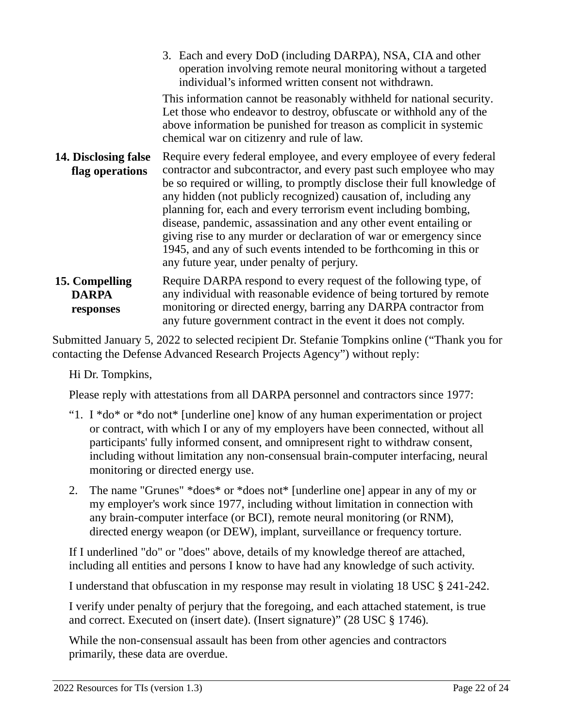| | |
|---|---|
| | 3. Each and every DoD (including DARPA), NSA, CIA and other operation involving remote neural monitoring without a targeted individual's informed written consent not withdrawn.<br><br>This information cannot be reasonably withheld for national security. Let those who endeavor to destroy, obfuscate or withhold any of the above information be punished for treason as complicit in systemic chemical war on citizenry and rule of law. |
| **14. Disclosing false flag operations** | Require every federal employee, and every employee of every federal contractor and subcontractor, and every past such employee who may be so required or willing, to promptly disclose their full knowledge of any hidden (not publicly recognized) causation of, including any planning for, each and every terrorism event including bombing, disease, pandemic, assassination and any other event entailing or giving rise to any murder or declaration of war or emergency since 1945, and any of such events intended to be forthcoming in this or any future year, under penalty of perjury. |
| **15. Compelling DARPA responses** | Require DARPA respond to every request of the following type, of any individual with reasonable evidence of being tortured by remote monitoring or directed energy, barring any DARPA contractor from any future government contract in the event it does not comply. |

Submitted January 5, 2022 to selected recipient Dr. Stefanie Tompkins online ("Thank you for contacting the Defense Advanced Research Projects Agency") without reply:

> Hi Dr. Tompkins,
>
> Please reply with attestations from all DARPA personnel and contractors since 1977:
>
> "1. I *do* or *do not* [underline one] know of any human experimentation or project or contract, with which I or any of my employers have been connected, without all participants' fully informed consent, and omnipresent right to withdraw consent, including without limitation any non-consensual brain-computer interfacing, neural monitoring or directed energy use.
>
> 2. The name "Grunes" *does* or *does not* [underline one] appear in any of my or my employer's work since 1977, including without limitation in connection with any brain-computer interface (or BCI), remote neural monitoring (or RNM), directed energy weapon (or DEW), implant, surveillance or frequency torture.
>
> If I underlined "do" or "does" above, details of my knowledge thereof are attached, including all entities and persons I know to have had any knowledge of such activity.
>
> I understand that obfuscation in my response may result in violating 18 USC § 241-242.
>
> I verify under penalty of perjury that the foregoing, and each attached statement, is true and correct. Executed on (insert date). (Insert signature)" (28 USC § 1746).
>
> While the non-consensual assault has been from other agencies and contractors primarily, these data are overdue.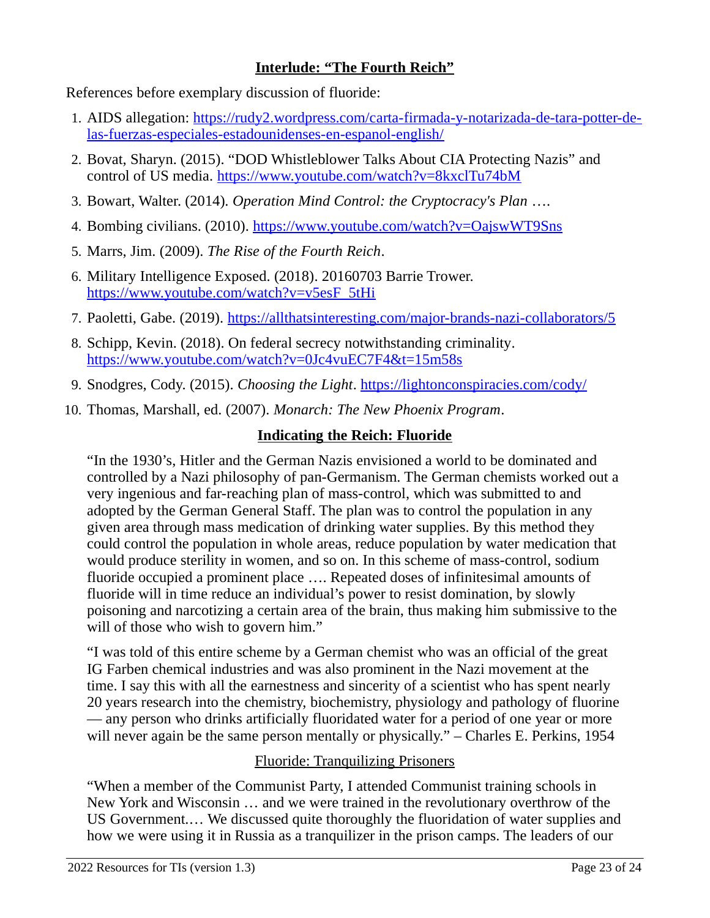## Interlude: “The Fourth Reich”

References before exemplary discussion of fluoride:

1. AIDS allegation: https://rudy2.wordpress.com/carta-firmada-y-notarizada-de-tara-potter-de-las-fuerzas-especiales-estadounidenses-en-espanol-english/
2. Bovat, Sharyn. (2015). “DOD Whistleblower Talks About CIA Protecting Nazis” and control of US media. https://www.youtube.com/watch?v=8kxclTu74bM
3. Bowart, Walter. (2014). *Operation Mind Control: the Cryptocracy's Plan* ….
4. Bombing civilians. (2010). https://www.youtube.com/watch?v=OajswWT9Sns
5. Marrs, Jim. (2009). *The Rise of the Fourth Reich*.
6. Military Intelligence Exposed. (2018). 20160703 Barrie Trower. https://www.youtube.com/watch?v=v5esF_5tHi
7. Paoletti, Gabe. (2019). https://allthatsinteresting.com/major-brands-nazi-collaborators/5
8. Schipp, Kevin. (2018). On federal secrecy notwithstanding criminality. https://www.youtube.com/watch?v=0Jc4vuEC7F4&t=15m58s
9. Snodgres, Cody. (2015). *Choosing the Light*. https://lightonconspiracies.com/cody/
10. Thomas, Marshall, ed. (2007). *Monarch: The New Phoenix Program*.

## Indicating the Reich: Fluoride

> “In the 1930’s, Hitler and the German Nazis envisioned a world to be dominated and controlled by a Nazi philosophy of pan-Germanism. The German chemists worked out a very ingenious and far-reaching plan of mass-control, which was submitted to and adopted by the German General Staff. The plan was to control the population in any given area through mass medication of drinking water supplies. By this method they could control the population in whole areas, reduce population by water medication that would produce sterility in women, and so on. In this scheme of mass-control, sodium fluoride occupied a prominent place …. Repeated doses of infinitesimal amounts of fluoride will in time reduce an individual’s power to resist domination, by slowly poisoning and narcotizing a certain area of the brain, thus making him submissive to the will of those who wish to govern him.”
>
> “I was told of this entire scheme by a German chemist who was an official of the great IG Farben chemical industries and was also prominent in the Nazi movement at the time. I say this with all the earnestness and sincerity of a scientist who has spent nearly 20 years research into the chemistry, biochemistry, physiology and pathology of fluorine — any person who drinks artificially fluoridated water for a period of one year or more will never again be the same person mentally or physically.” – Charles E. Perkins, 1954

### Fluoride: Tranquilizing Prisoners

> “When a member of the Communist Party, I attended Communist training schools in New York and Wisconsin … and we were trained in the revolutionary overthrow of the US Government.… We discussed quite thoroughly the fluoridation of water supplies and how we were using it in Russia as a tranquilizer in the prison camps. The leaders of our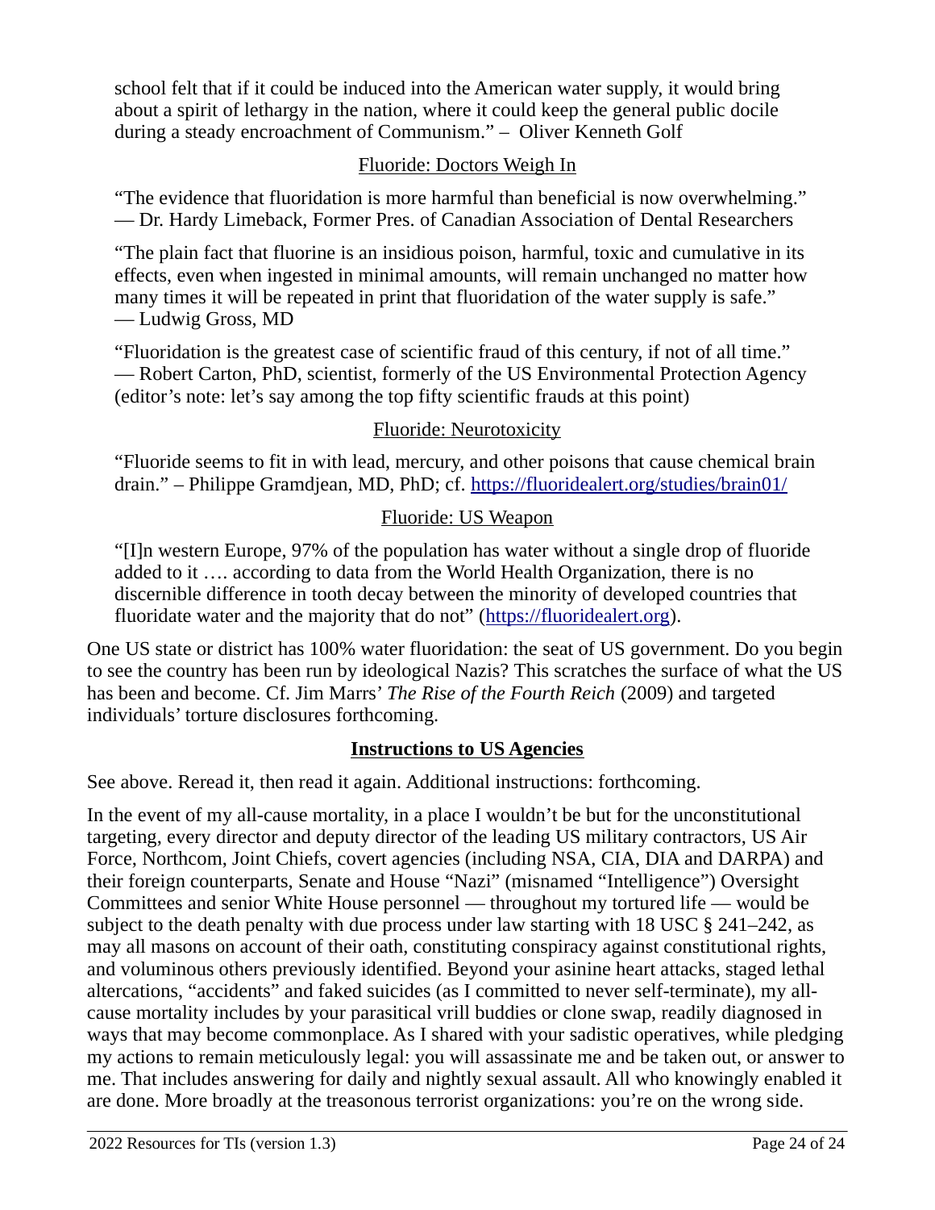school felt that if it could be induced into the American water supply, it would bring about a spirit of lethargy in the nation, where it could keep the general public docile during a steady encroachment of Communism." – Oliver Kenneth Golf

<u>Fluoride: Doctors Weigh In</u>

"The evidence that fluoridation is more harmful than beneficial is now overwhelming." — Dr. Hardy Limeback, Former Pres. of Canadian Association of Dental Researchers

"The plain fact that fluorine is an insidious poison, harmful, toxic and cumulative in its effects, even when ingested in minimal amounts, will remain unchanged no matter how many times it will be repeated in print that fluoridation of the water supply is safe." — Ludwig Gross, MD

"Fluoridation is the greatest case of scientific fraud of this century, if not of all time." — Robert Carton, PhD, scientist, formerly of the US Environmental Protection Agency (editor's note: let's say among the top fifty scientific frauds at this point)

<u>Fluoride: Neurotoxicity</u>

"Fluoride seems to fit in with lead, mercury, and other poisons that cause chemical brain drain." – Philippe Gramdjean, MD, PhD; cf. https://fluoridealert.org/studies/brain01/

<u>Fluoride: US Weapon</u>

"[I]n western Europe, 97% of the population has water without a single drop of fluoride added to it …. according to data from the World Health Organization, there is no discernible difference in tooth decay between the minority of developed countries that fluoridate water and the majority that do not" (https://fluoridealert.org).

One US state or district has 100% water fluoridation: the seat of US government. Do you begin to see the country has been run by ideological Nazis? This scratches the surface of what the US has been and become. Cf. Jim Marrs' *The Rise of the Fourth Reich* (2009) and targeted individuals' torture disclosures forthcoming.

## Instructions to US Agencies

See above. Reread it, then read it again. Additional instructions: forthcoming.

In the event of my all-cause mortality, in a place I wouldn't be but for the unconstitutional targeting, every director and deputy director of the leading US military contractors, US Air Force, Northcom, Joint Chiefs, covert agencies (including NSA, CIA, DIA and DARPA) and their foreign counterparts, Senate and House "Nazi" (misnamed "Intelligence") Oversight Committees and senior White House personnel — throughout my tortured life — would be subject to the death penalty with due process under law starting with 18 USC § 241–242, as may all masons on account of their oath, constituting conspiracy against constitutional rights, and voluminous others previously identified. Beyond your asinine heart attacks, staged lethal altercations, "accidents" and faked suicides (as I committed to never self-terminate), my all-cause mortality includes by your parasitical vrill buddies or clone swap, readily diagnosed in ways that may become commonplace. As I shared with your sadistic operatives, while pledging my actions to remain meticulously legal: you will assassinate me and be taken out, or answer to me. That includes answering for daily and nightly sexual assault. All who knowingly enabled it are done. More broadly at the treasonous terrorist organizations: you're on the wrong side.